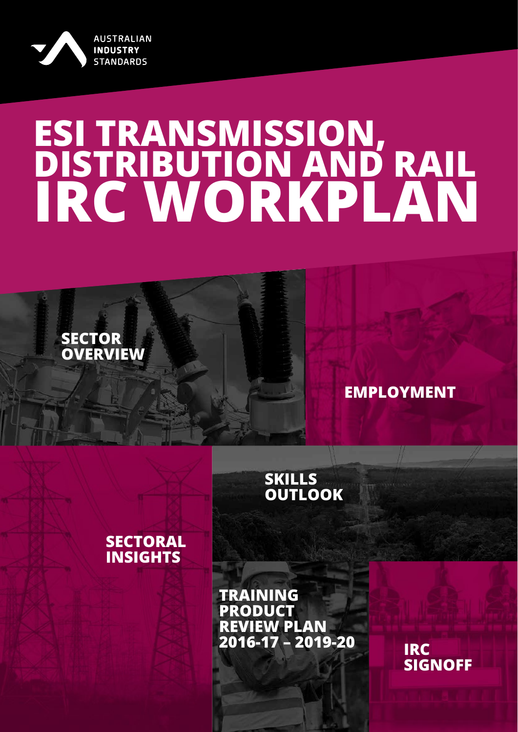AUSTRALIAN INDUSTRY STANDARDS

# ESI TRANSMISSION, DISTRIBUTION AND RAIL IRC WORKPLAN

**SECTOR OVERVIEW**

**EMPLOYMENT**

**SKILLS OUTLOOK**

**SECTORAL INSIGHTS**

**TRAINING PRODUCT REVIEW PLAN 2016-17 – 2019-20**

**IRC SIGNOFF**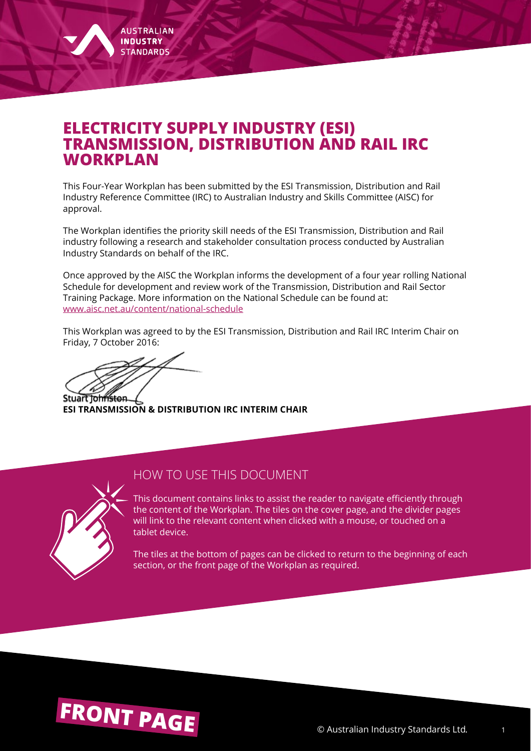# ELECTRICITY SUPPLY INDUSTRY (ESI) TRANSMISSION, DISTRIBUTION AND RAIL IRC WORKPLAN

This Four-Year Workplan has been submitted by the ESI Transmission, Distribution and Rail Industry Reference Committee (IRC) to Australian Industry and Skills Committee (AISC) for approval.

The Workplan identifies the priority skill needs of the ESI Transmission, Distribution and Rail industry following a research and stakeholder consultation process conducted by Australian Industry Standards on behalf of the IRC.

Once approved by the AISC the Workplan informs the development of a four year rolling National Schedule for development and review work of the Transmission, Distribution and Rail Sector Training Package. More information on the National Schedule can be found at: [www.aisc.net.au/content/national-schedule](www.aisc.net.au/content/national-schedule)

This Workplan was agreed to by the ESI Transmission, Distribution and Rail IRC Interim Chair on Friday, 7 October 2016:

Stuart Johnston
**ESI TRANSMISSION & DISTRIBUTION IRC INTERIM CHAIR**

## HOW TO USE THIS DOCUMENT

This document contains links to assist the reader to navigate efficiently through the content of the Workplan. The tiles on the cover page, and the divider pages will link to the relevant content when clicked with a mouse, or touched on a tablet device.

The tiles at the bottom of pages can be clicked to return to the beginning of each section, or the front page of the Workplan as required.

**FRONT PAGE**

© Australian Industry Standards Ltd.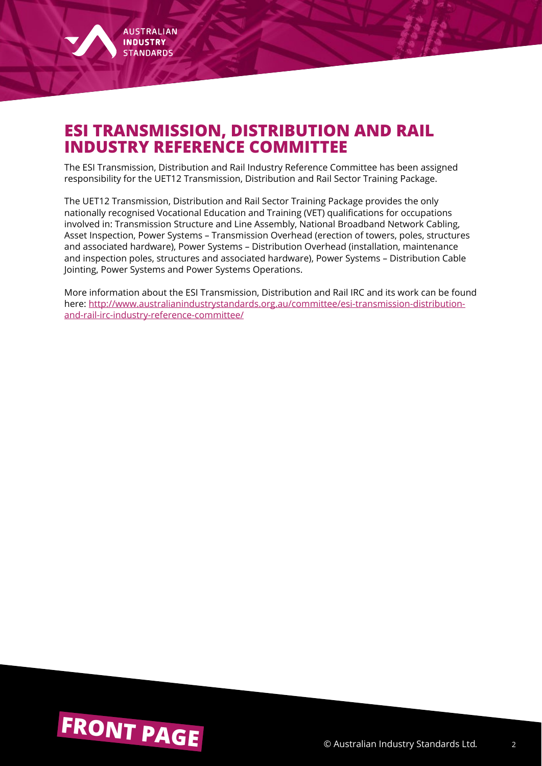# ESI TRANSMISSION, DISTRIBUTION AND RAIL INDUSTRY REFERENCE COMMITTEE

The ESI Transmission, Distribution and Rail Industry Reference Committee has been assigned responsibility for the UET12 Transmission, Distribution and Rail Sector Training Package.

The UET12 Transmission, Distribution and Rail Sector Training Package provides the only nationally recognised Vocational Education and Training (VET) qualifications for occupations involved in: Transmission Structure and Line Assembly, National Broadband Network Cabling, Asset Inspection, Power Systems – Transmission Overhead (erection of towers, poles, structures and associated hardware), Power Systems – Distribution Overhead (installation, maintenance and inspection poles, structures and associated hardware), Power Systems – Distribution Cable Jointing, Power Systems and Power Systems Operations.

More information about the ESI Transmission, Distribution and Rail IRC and its work can be found here: [http://www.australianindustrystandards.org.au/committee/esi-transmission-distribution-and-rail-irc-industry-reference-committee/](http://www.australianindustrystandards.org.au/committee/esi-transmission-distribution-and-rail-irc-industry-reference-committee/)

FRONT PAGE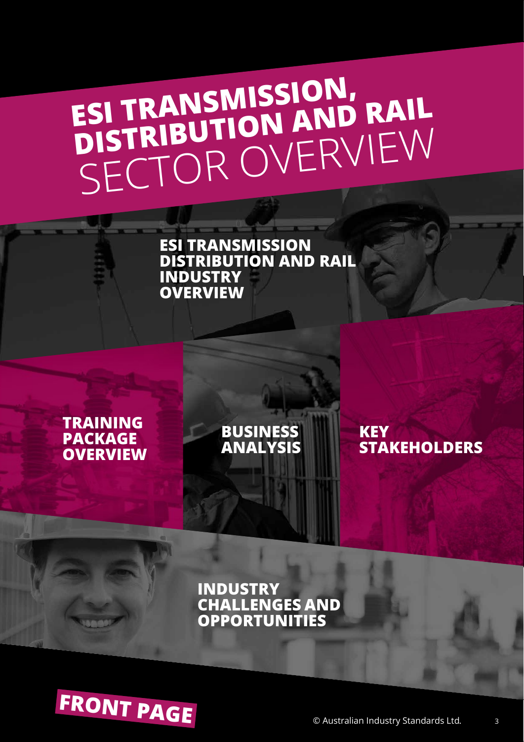# ESI TRANSMISSION, DISTRIBUTION AND RAIL SECTOR OVERVIEW

**ESI TRANSMISSION DISTRIBUTION AND RAIL INDUSTRY OVERVIEW**

**TRAINING PACKAGE OVERVIEW**

**BUSINESS ANALYSIS**

**KEY STAKEHOLDERS**

**INDUSTRY CHALLENGES AND OPPORTUNITIES**

**FRONT PAGE**

© Australian Industry Standards Ltd.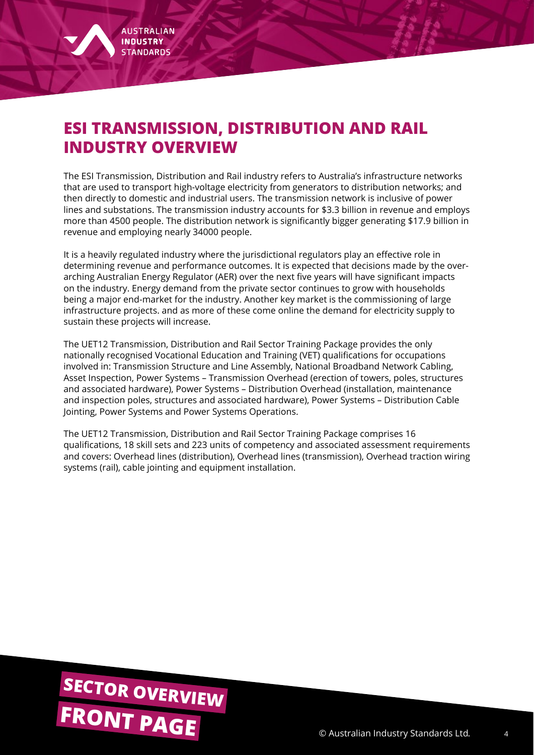# ESI TRANSMISSION, DISTRIBUTION AND RAIL INDUSTRY OVERVIEW

The ESI Transmission, Distribution and Rail industry refers to Australia's infrastructure networks that are used to transport high-voltage electricity from generators to distribution networks; and then directly to domestic and industrial users. The transmission network is inclusive of power lines and substations. The transmission industry accounts for $3.3 billion in revenue and employs more than 4500 people. The distribution network is significantly bigger generating $17.9 billion in revenue and employing nearly 34000 people.

It is a heavily regulated industry where the jurisdictional regulators play an effective role in determining revenue and performance outcomes. It is expected that decisions made by the over-arching Australian Energy Regulator (AER) over the next five years will have significant impacts on the industry. Energy demand from the private sector continues to grow with households being a major end-market for the industry. Another key market is the commissioning of large infrastructure projects. and as more of these come online the demand for electricity supply to sustain these projects will increase.

The UET12 Transmission, Distribution and Rail Sector Training Package provides the only nationally recognised Vocational Education and Training (VET) qualifications for occupations involved in: Transmission Structure and Line Assembly, National Broadband Network Cabling, Asset Inspection, Power Systems – Transmission Overhead (erection of towers, poles, structures and associated hardware), Power Systems – Distribution Overhead (installation, maintenance and inspection poles, structures and associated hardware), Power Systems – Distribution Cable Jointing, Power Systems and Power Systems Operations.

The UET12 Transmission, Distribution and Rail Sector Training Package comprises 16 qualifications, 18 skill sets and 223 units of competency and associated assessment requirements and covers: Overhead lines (distribution), Overhead lines (transmission), Overhead traction wiring systems (rail), cable jointing and equipment installation.

**SECTOR OVERVIEW FRONT PAGE**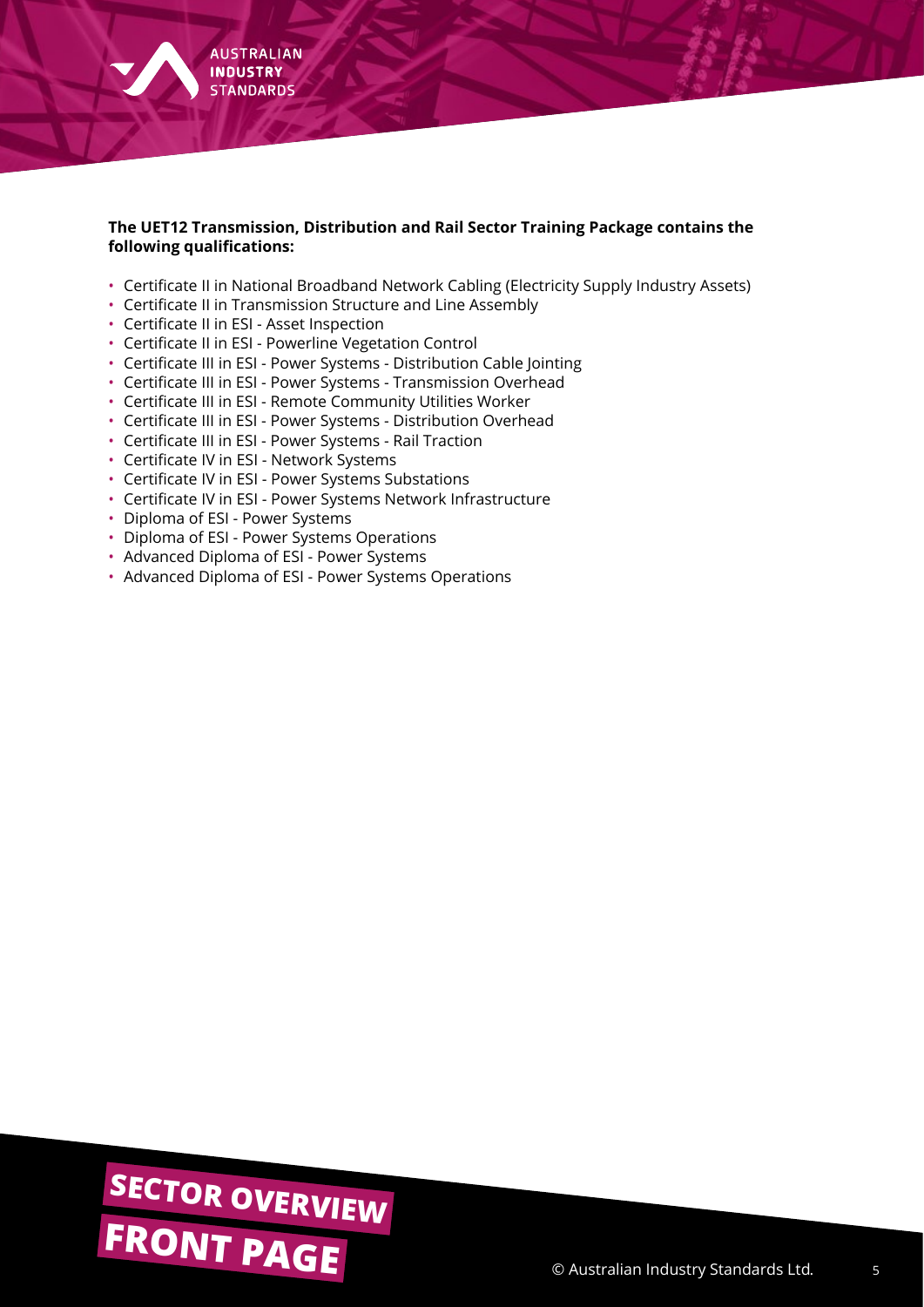**The UET12 Transmission, Distribution and Rail Sector Training Package contains the following qualifications:**

- Certificate II in National Broadband Network Cabling (Electricity Supply Industry Assets)
- Certificate II in Transmission Structure and Line Assembly
- Certificate II in ESI - Asset Inspection
- Certificate II in ESI - Powerline Vegetation Control
- Certificate III in ESI - Power Systems - Distribution Cable Jointing
- Certificate III in ESI - Power Systems - Transmission Overhead
- Certificate III in ESI - Remote Community Utilities Worker
- Certificate III in ESI - Power Systems - Distribution Overhead
- Certificate III in ESI - Power Systems - Rail Traction
- Certificate IV in ESI - Network Systems
- Certificate IV in ESI - Power Systems Substations
- Certificate IV in ESI - Power Systems Network Infrastructure
- Diploma of ESI - Power Systems
- Diploma of ESI - Power Systems Operations
- Advanced Diploma of ESI - Power Systems
- Advanced Diploma of ESI - Power Systems Operations

SECTOR OVERVIEW

FRONT PAGE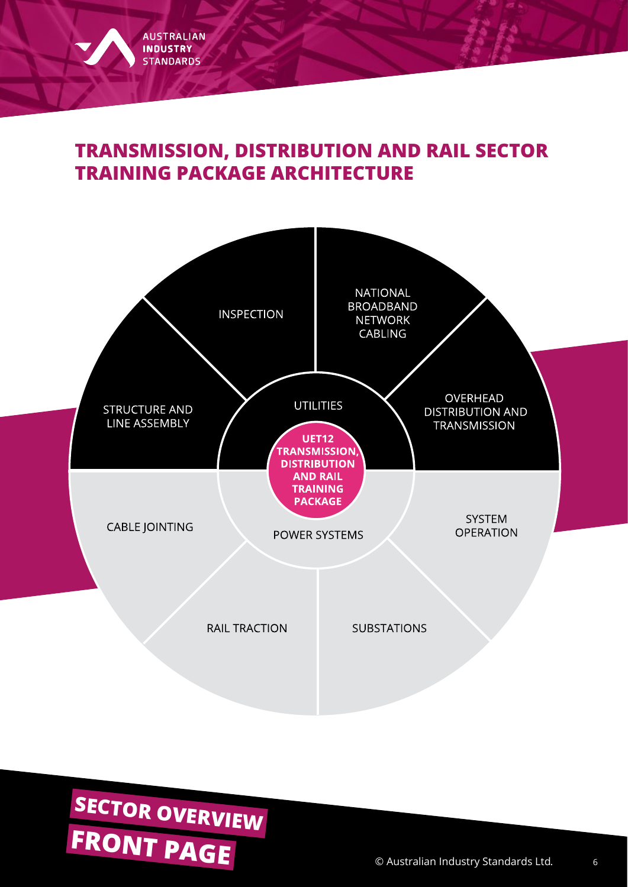# TRANSMISSION, DISTRIBUTION AND RAIL SECTOR TRAINING PACKAGE ARCHITECTURE

**UET12 TRANSMISSION, DISTRIBUTION AND RAIL TRAINING PACKAGE**

UTILITIES

- INSPECTION
- NATIONAL BROADBAND NETWORK CABLING
- OVERHEAD DISTRIBUTION AND TRANSMISSION
- STRUCTURE AND LINE ASSEMBLY

POWER SYSTEMS

- CABLE JOINTING
- SYSTEM OPERATION
- RAIL TRACTION
- SUBSTATIONS

**SECTOR OVERVIEW FRONT PAGE**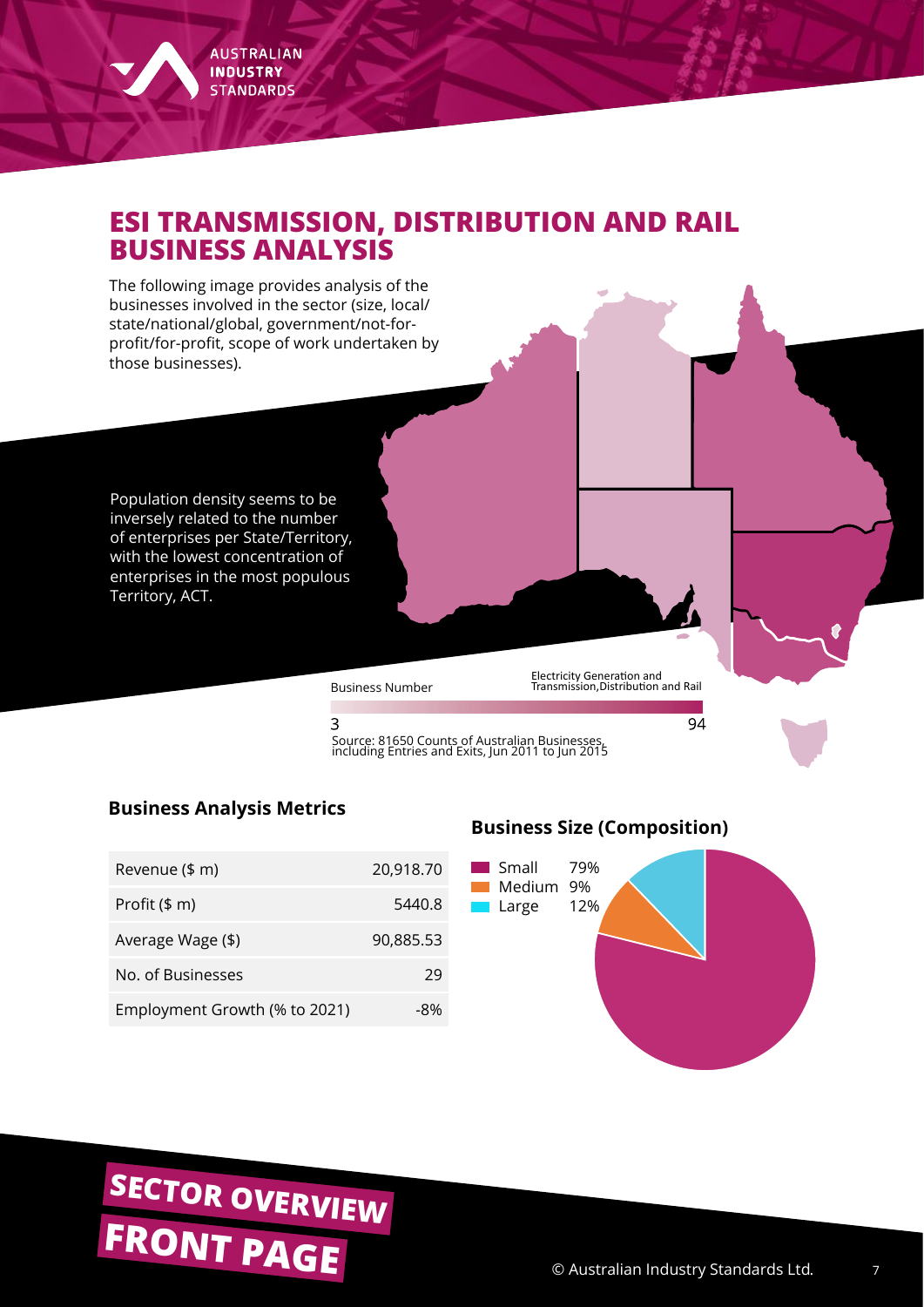# ESI TRANSMISSION, DISTRIBUTION AND RAIL BUSINESS ANALYSIS

The following image provides analysis of the businesses involved in the sector (size, local/ state/national/global, government/not-for-profit/for-profit, scope of work undertaken by those businesses).

Population density seems to be inversely related to the number of enterprises per State/Territory, with the lowest concentration of enterprises in the most populous Territory, ACT.

Business Number

Electricity Generation and Transmission,Distribution and Rail

3 — 94

Source: 81650 Counts of Australian Businesses, including Entries and Exits, Jun 2011 to Jun 2015

### Business Analysis Metrics

| Metric | Value |
| --- | --- |
| Revenue ($ m) | 20,918.70 |
| Profit ($ m) | 5440.8 |
| Average Wage ($) | 90,885.53 |
| No. of Businesses | 29 |
| Employment Growth (% to 2021) | -8% |

### Business Size (Composition)

| Size | Share |
| --- | --- |
| Small | 79% |
| Medium | 9% |
| Large | 12% |

**SECTOR OVERVIEW**

**FRONT PAGE**

© Australian Industry Standards Ltd.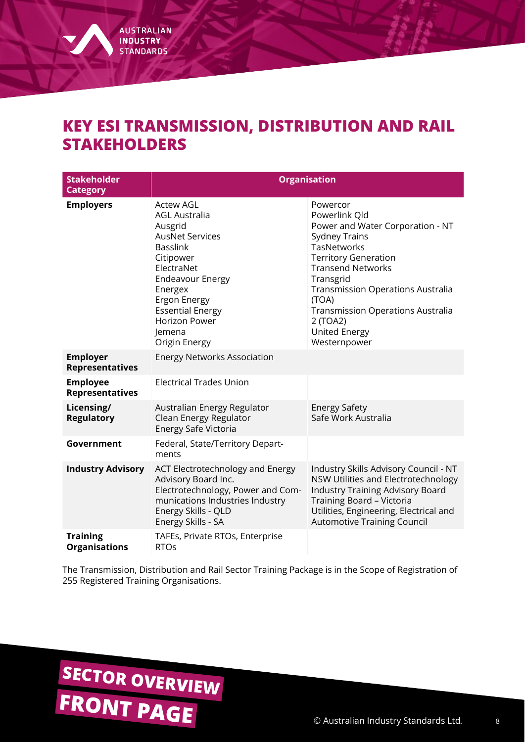# KEY ESI TRANSMISSION, DISTRIBUTION AND RAIL STAKEHOLDERS

| Stakeholder Category | Organisation | |
|---|---|---|
| **Employers** | Actew AGL<br>AGL Australia<br>Ausgrid<br>AusNet Services<br>Basslink<br>Citipower<br>ElectraNet<br>Endeavour Energy<br>Energex<br>Ergon Energy<br>Essential Energy<br>Horizon Power<br>Jemena<br>Origin Energy | Powercor<br>Powerlink Qld<br>Power and Water Corporation - NT<br>Sydney Trains<br>TasNetworks<br>Territory Generation<br>Transend Networks<br>Transgrid<br>Transmission Operations Australia (TOA)<br>Transmission Operations Australia 2 (TOA2)<br>United Energy<br>Westernpower |
| **Employer Representatives** | Energy Networks Association | |
| **Employee Representatives** | Electrical Trades Union | |
| **Licensing/ Regulatory** | Australian Energy Regulator<br>Clean Energy Regulator<br>Energy Safe Victoria | Energy Safety<br>Safe Work Australia |
| **Government** | Federal, State/Territory Departments | |
| **Industry Advisory** | ACT Electrotechnology and Energy Advisory Board Inc.<br>Electrotechnology, Power and Communications Industries Industry<br>Energy Skills - QLD<br>Energy Skills - SA | Industry Skills Advisory Council - NT<br>NSW Utilities and Electrotechnology Industry Training Advisory Board<br>Training Board – Victoria<br>Utilities, Engineering, Electrical and Automotive Training Council |
| **Training Organisations** | TAFEs, Private RTOs, Enterprise RTOs | |

The Transmission, Distribution and Rail Sector Training Package is in the Scope of Registration of 255 Registered Training Organisations.

SECTOR OVERVIEW

FRONT PAGE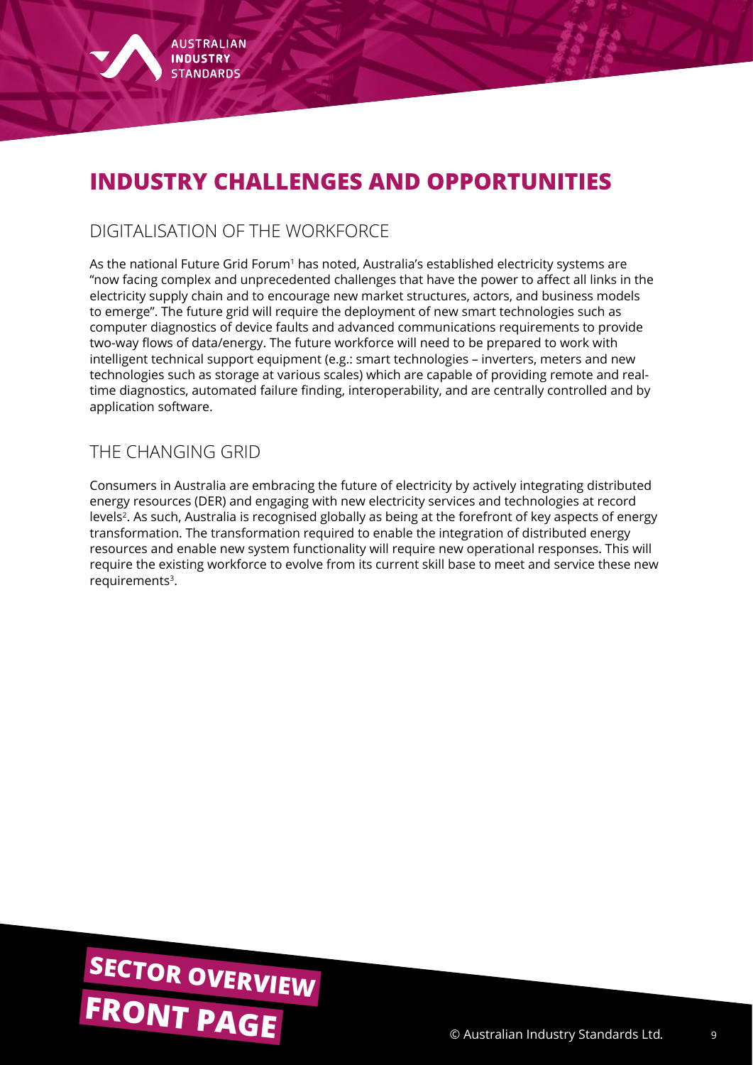# INDUSTRY CHALLENGES AND OPPORTUNITIES

## DIGITALISATION OF THE WORKFORCE

As the national Future Grid Forum[1] has noted, Australia's established electricity systems are "now facing complex and unprecedented challenges that have the power to affect all links in the electricity supply chain and to encourage new market structures, actors, and business models to emerge". The future grid will require the deployment of new smart technologies such as computer diagnostics of device faults and advanced communications requirements to provide two-way flows of data/energy. The future workforce will need to be prepared to work with intelligent technical support equipment (e.g.: smart technologies – inverters, meters and new technologies such as storage at various scales) which are capable of providing remote and real-time diagnostics, automated failure finding, interoperability, and are centrally controlled and by application software.

## THE CHANGING GRID

Consumers in Australia are embracing the future of electricity by actively integrating distributed energy resources (DER) and engaging with new electricity services and technologies at record levels[2]. As such, Australia is recognised globally as being at the forefront of key aspects of energy transformation. The transformation required to enable the integration of distributed energy resources and enable new system functionality will require new operational responses. This will require the existing workforce to evolve from its current skill base to meet and service these new requirements[3].

SECTOR OVERVIEW

FRONT PAGE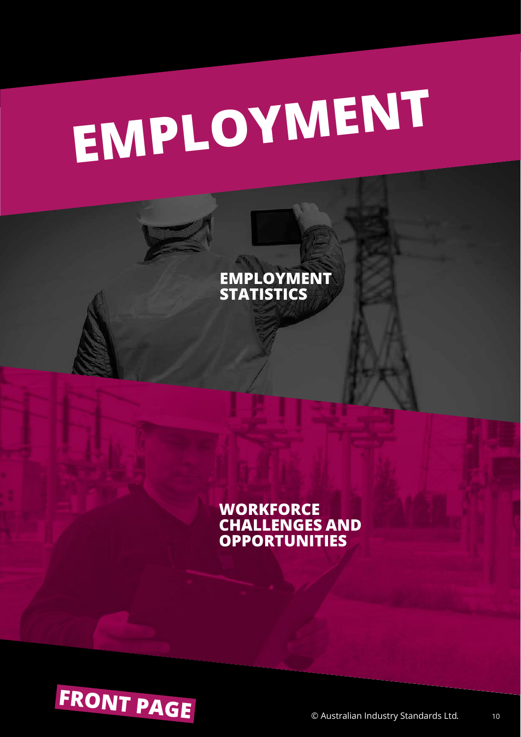# EMPLOYMENT

## EMPLOYMENT STATISTICS

## WORKFORCE CHALLENGES AND OPPORTUNITIES

**FRONT PAGE**

© Australian Industry Standards Ltd.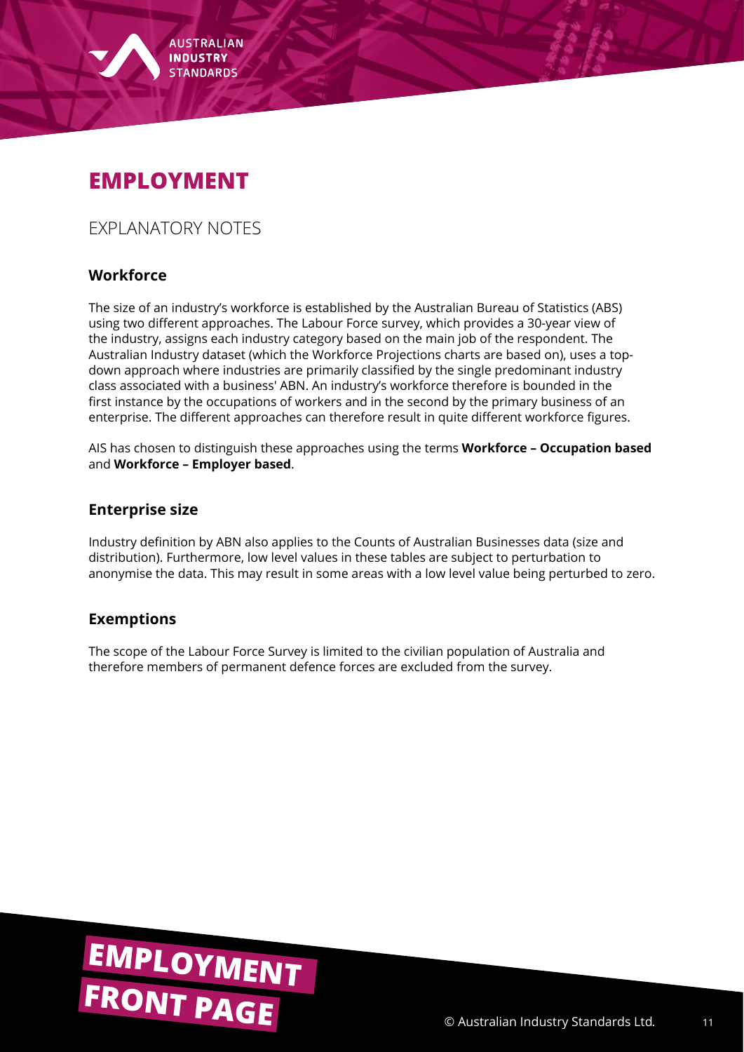# EMPLOYMENT

## EXPLANATORY NOTES

### Workforce

The size of an industry's workforce is established by the Australian Bureau of Statistics (ABS) using two different approaches. The Labour Force survey, which provides a 30-year view of the industry, assigns each industry category based on the main job of the respondent. The Australian Industry dataset (which the Workforce Projections charts are based on), uses a top-down approach where industries are primarily classified by the single predominant industry class associated with a business' ABN. An industry's workforce therefore is bounded in the first instance by the occupations of workers and in the second by the primary business of an enterprise. The different approaches can therefore result in quite different workforce figures.

AIS has chosen to distinguish these approaches using the terms **Workforce – Occupation based** and **Workforce – Employer based**.

### Enterprise size

Industry definition by ABN also applies to the Counts of Australian Businesses data (size and distribution). Furthermore, low level values in these tables are subject to perturbation to anonymise the data. This may result in some areas with a low level value being perturbed to zero.

### Exemptions

The scope of the Labour Force Survey is limited to the civilian population of Australia and therefore members of permanent defence forces are excluded from the survey.

EMPLOYMENT FRONT PAGE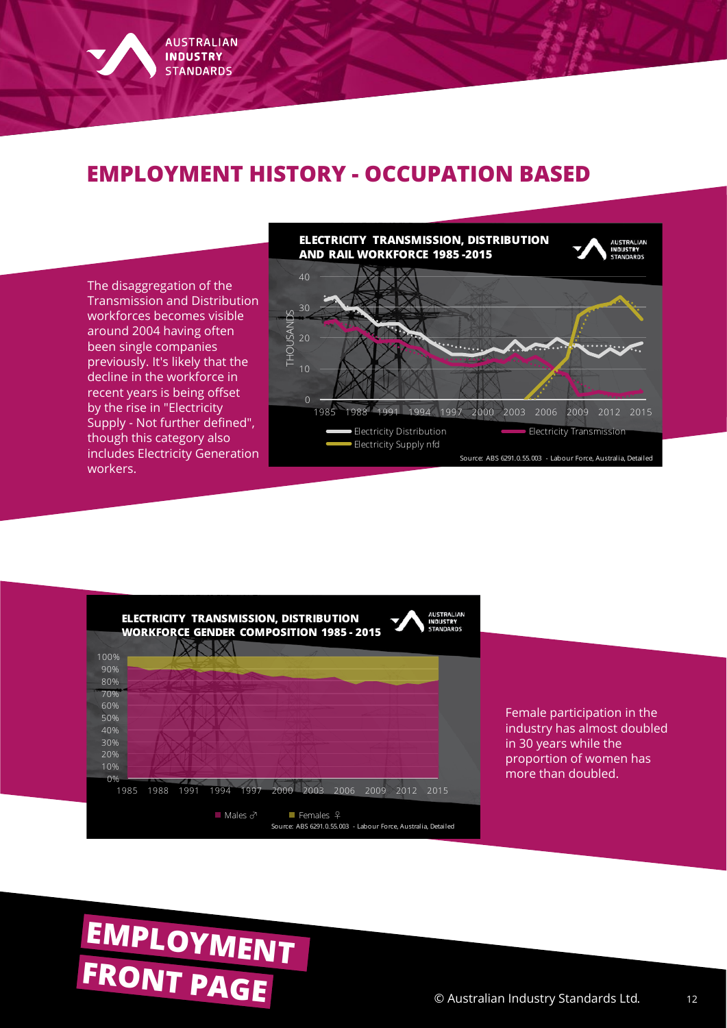# EMPLOYMENT HISTORY - OCCUPATION BASED

The disaggregation of the Transmission and Distribution workforces becomes visible around 2004 having often been single companies previously. It's likely that the decline in the workforce in recent years is being offset by the rise in "Electricity Supply - Not further defined", though this category also includes Electricity Generation workers.

**ELECTRICITY TRANSMISSION, DISTRIBUTION AND RAIL WORKFORCE 1985 -2015**

Source: ABS 6291.0.55.003 - Labour Force, Australia, Detailed

**ELECTRICITY TRANSMISSION, DISTRIBUTION WORKFORCE GENDER COMPOSITION 1985 - 2015**

Source: ABS 6291.0.55.003 - Labour Force, Australia, Detailed

Female participation in the industry has almost doubled in 30 years while the proportion of women has more than doubled.

**EMPLOYMENT FRONT PAGE**

© Australian Industry Standards Ltd.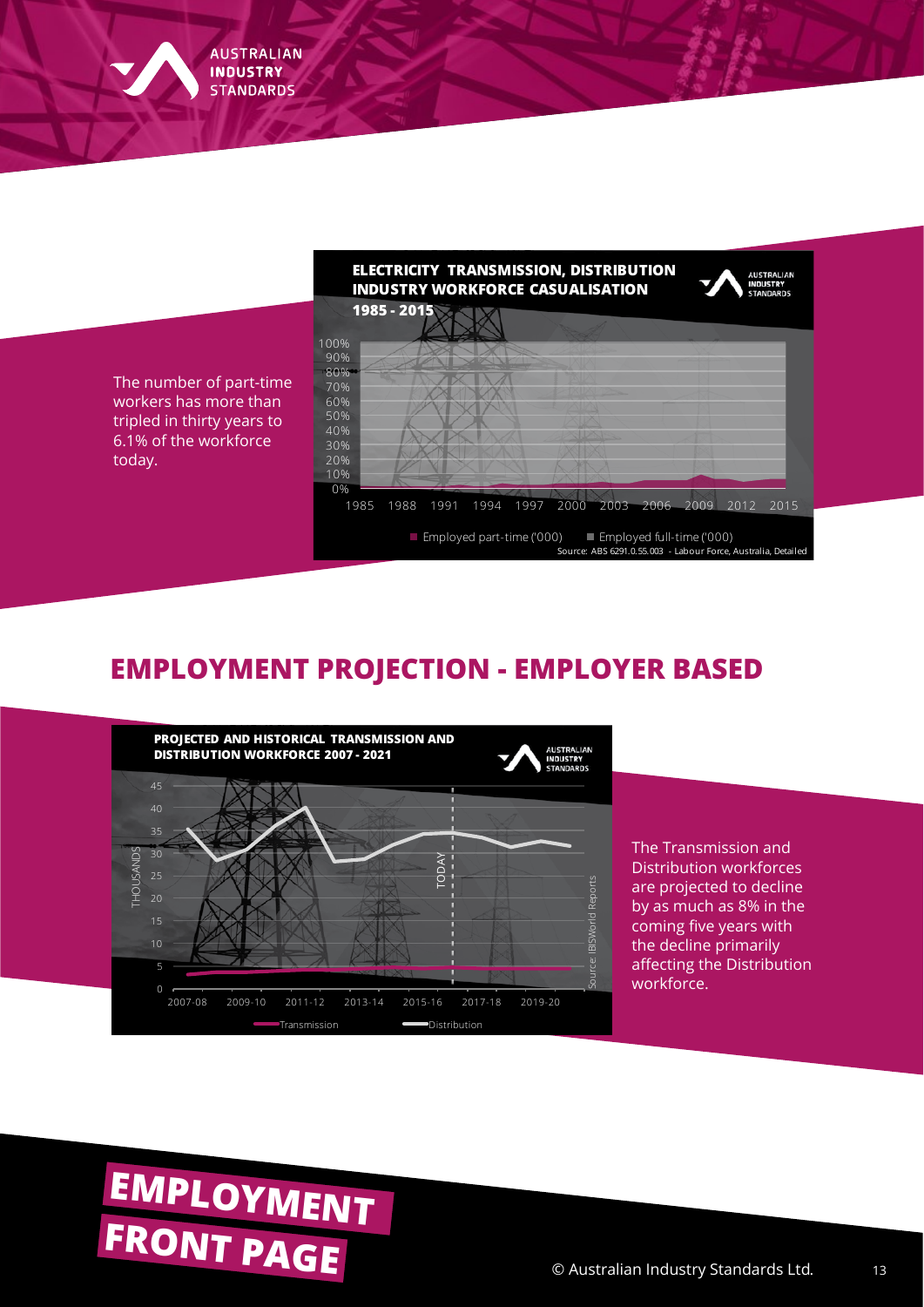The number of part-time workers has more than tripled in thirty years to 6.1% of the workforce today.

**ELECTRICITY TRANSMISSION, DISTRIBUTION INDUSTRY WORKFORCE CASUALISATION 1985 - 2015**

Employed part-time ('000) | Employed full-time ('000)

Source: ABS 6291.0.55.003 - Labour Force, Australia, Detailed

## EMPLOYMENT PROJECTION - EMPLOYER BASED

**PROJECTED AND HISTORICAL TRANSMISSION AND DISTRIBUTION WORKFORCE 2007 - 2021**

Transmission | Distribution

Source: IBISWorld Reports

The Transmission and Distribution workforces are projected to decline by as much as 8% in the coming five years with the decline primarily affecting the Distribution workforce.

**EMPLOYMENT FRONT PAGE**

© Australian Industry Standards Ltd.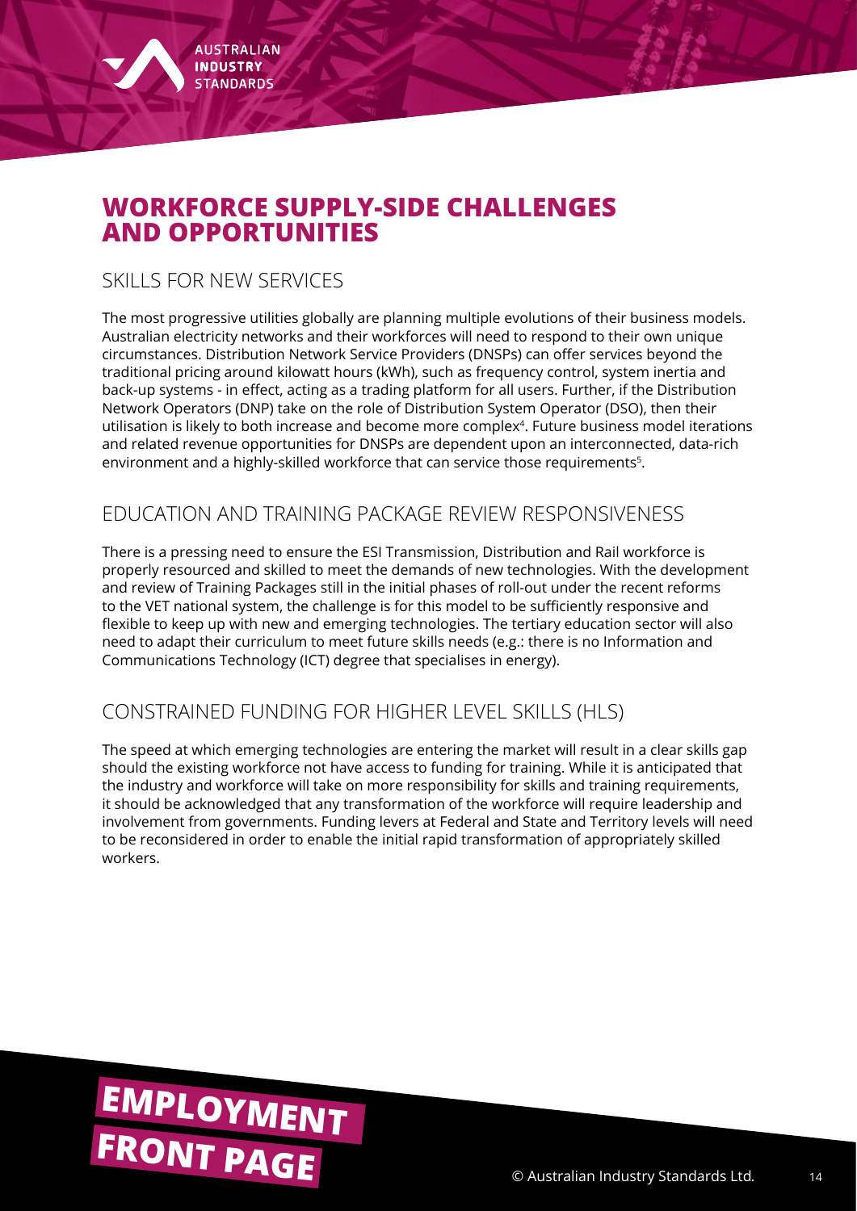# WORKFORCE SUPPLY-SIDE CHALLENGES AND OPPORTUNITIES

## SKILLS FOR NEW SERVICES

The most progressive utilities globally are planning multiple evolutions of their business models. Australian electricity networks and their workforces will need to respond to their own unique circumstances. Distribution Network Service Providers (DNSPs) can offer services beyond the traditional pricing around kilowatt hours (kWh), such as frequency control, system inertia and back-up systems - in effect, acting as a trading platform for all users. Further, if the Distribution Network Operators (DNP) take on the role of Distribution System Operator (DSO), then their utilisation is likely to both increase and become more complex[4]. Future business model iterations and related revenue opportunities for DNSPs are dependent upon an interconnected, data-rich environment and a highly-skilled workforce that can service those requirements[5].

## EDUCATION AND TRAINING PACKAGE REVIEW RESPONSIVENESS

There is a pressing need to ensure the ESI Transmission, Distribution and Rail workforce is properly resourced and skilled to meet the demands of new technologies. With the development and review of Training Packages still in the initial phases of roll-out under the recent reforms to the VET national system, the challenge is for this model to be sufficiently responsive and flexible to keep up with new and emerging technologies. The tertiary education sector will also need to adapt their curriculum to meet future skills needs (e.g.: there is no Information and Communications Technology (ICT) degree that specialises in energy).

## CONSTRAINED FUNDING FOR HIGHER LEVEL SKILLS (HLS)

The speed at which emerging technologies are entering the market will result in a clear skills gap should the existing workforce not have access to funding for training. While it is anticipated that the industry and workforce will take on more responsibility for skills and training requirements, it should be acknowledged that any transformation of the workforce will require leadership and involvement from governments. Funding levers at Federal and State and Territory levels will need to be reconsidered in order to enable the initial rapid transformation of appropriately skilled workers.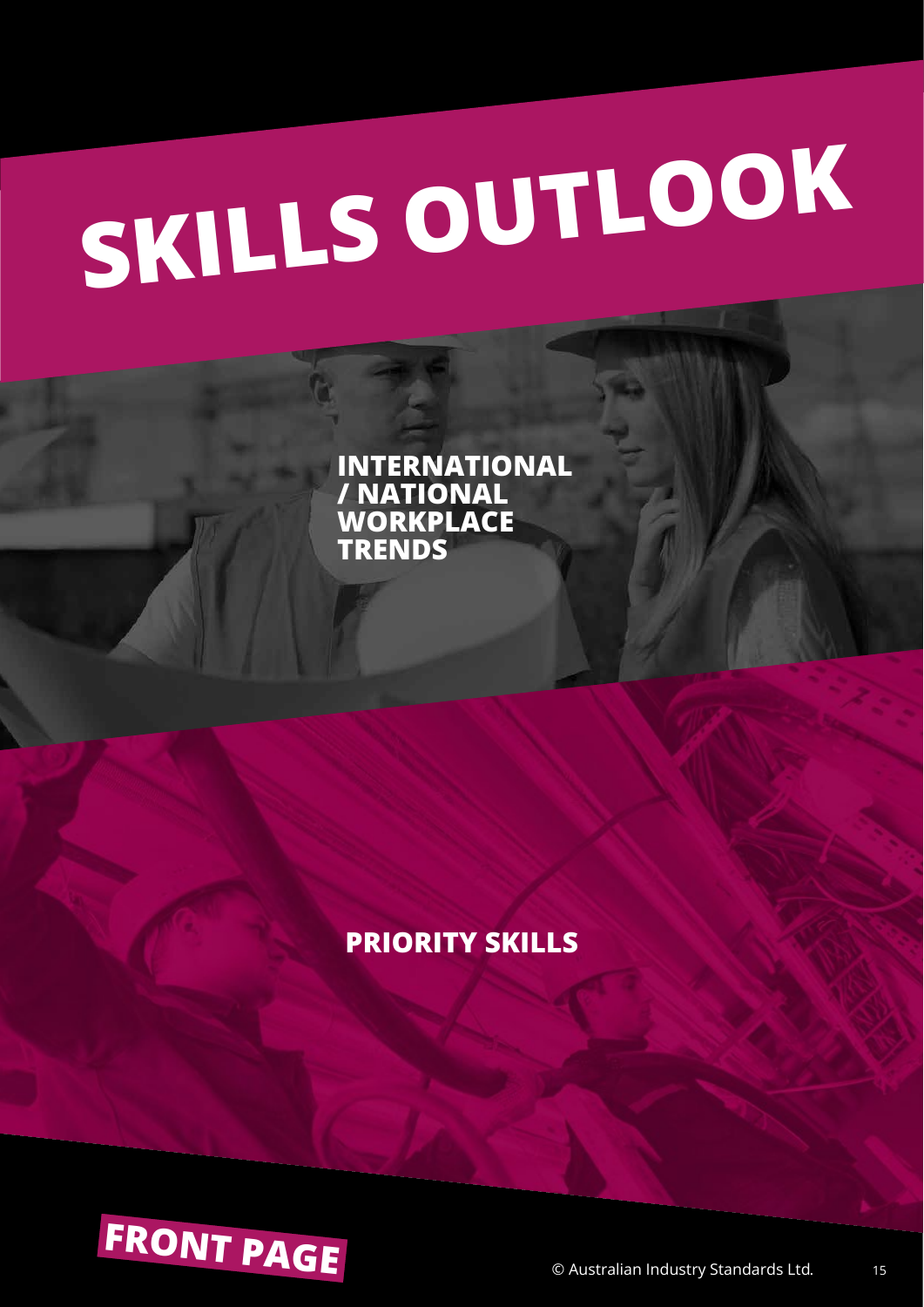# SKILLS OUTLOOK

## INTERNATIONAL / NATIONAL WORKPLACE TRENDS

## PRIORITY SKILLS

FRONT PAGE

© Australian Industry Standards Ltd.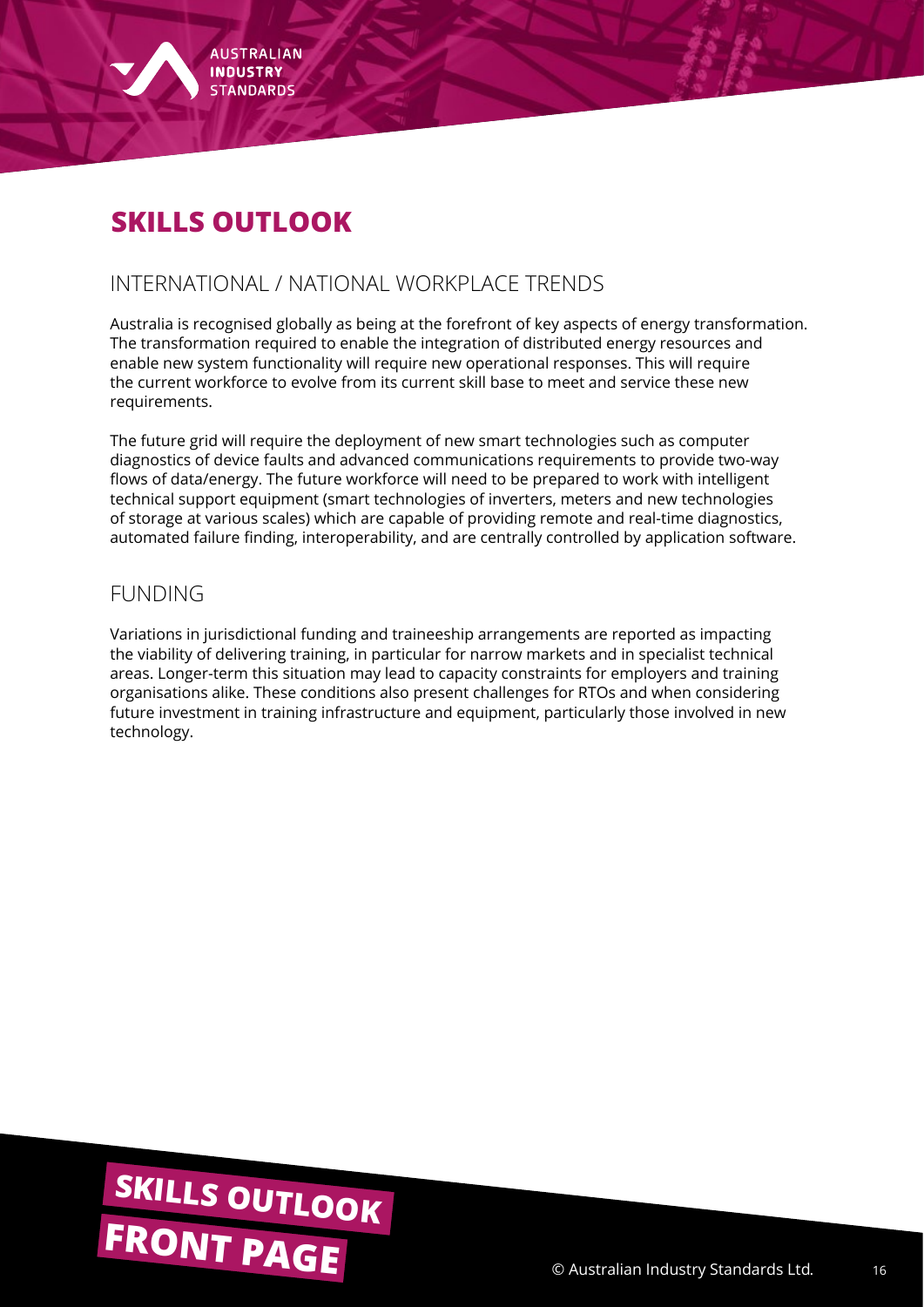# SKILLS OUTLOOK

## INTERNATIONAL / NATIONAL WORKPLACE TRENDS

Australia is recognised globally as being at the forefront of key aspects of energy transformation. The transformation required to enable the integration of distributed energy resources and enable new system functionality will require new operational responses. This will require the current workforce to evolve from its current skill base to meet and service these new requirements.

The future grid will require the deployment of new smart technologies such as computer diagnostics of device faults and advanced communications requirements to provide two-way flows of data/energy. The future workforce will need to be prepared to work with intelligent technical support equipment (smart technologies of inverters, meters and new technologies of storage at various scales) which are capable of providing remote and real-time diagnostics, automated failure finding, interoperability, and are centrally controlled by application software.

## FUNDING

Variations in jurisdictional funding and traineeship arrangements are reported as impacting the viability of delivering training, in particular for narrow markets and in specialist technical areas. Longer-term this situation may lead to capacity constraints for employers and training organisations alike. These conditions also present challenges for RTOs and when considering future investment in training infrastructure and equipment, particularly those involved in new technology.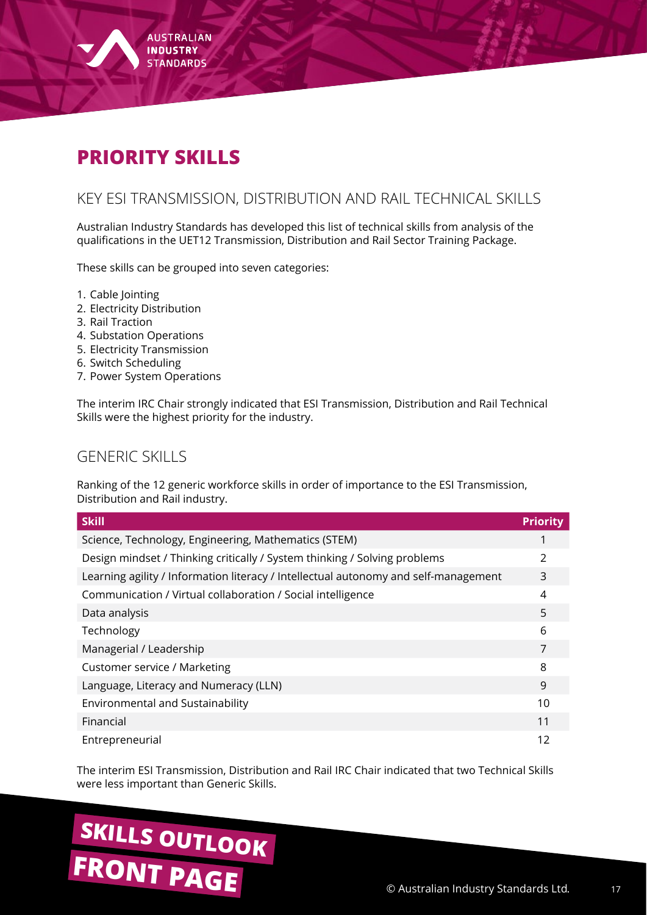# PRIORITY SKILLS

## KEY ESI TRANSMISSION, DISTRIBUTION AND RAIL TECHNICAL SKILLS

Australian Industry Standards has developed this list of technical skills from analysis of the qualifications in the UET12 Transmission, Distribution and Rail Sector Training Package.

These skills can be grouped into seven categories:

1. Cable Jointing
2. Electricity Distribution
3. Rail Traction
4. Substation Operations
5. Electricity Transmission
6. Switch Scheduling
7. Power System Operations

The interim IRC Chair strongly indicated that ESI Transmission, Distribution and Rail Technical Skills were the highest priority for the industry.

## GENERIC SKILLS

Ranking of the 12 generic workforce skills in order of importance to the ESI Transmission, Distribution and Rail industry.

| Skill | Priority |
|---|---|
| Science, Technology, Engineering, Mathematics (STEM) | 1 |
| Design mindset / Thinking critically / System thinking / Solving problems | 2 |
| Learning agility / Information literacy / Intellectual autonomy and self-management | 3 |
| Communication / Virtual collaboration / Social intelligence | 4 |
| Data analysis | 5 |
| Technology | 6 |
| Managerial / Leadership | 7 |
| Customer service / Marketing | 8 |
| Language, Literacy and Numeracy (LLN) | 9 |
| Environmental and Sustainability | 10 |
| Financial | 11 |
| Entrepreneurial | 12 |

The interim ESI Transmission, Distribution and Rail IRC Chair indicated that two Technical Skills were less important than Generic Skills.

**SKILLS OUTLOOK FRONT PAGE**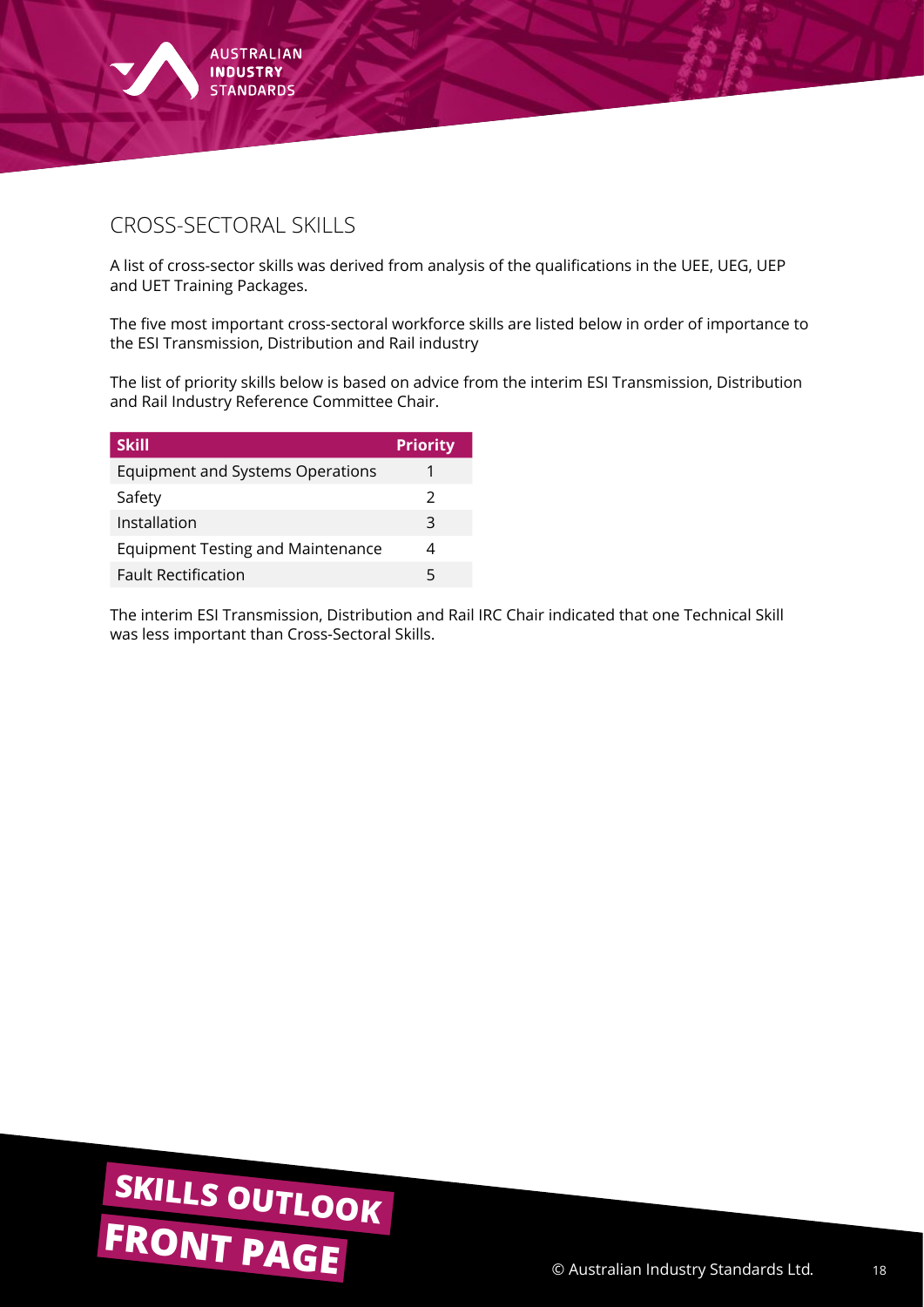## CROSS-SECTORAL SKILLS

A list of cross-sector skills was derived from analysis of the qualifications in the UEE, UEG, UEP and UET Training Packages.

The five most important cross-sectoral workforce skills are listed below in order of importance to the ESI Transmission, Distribution and Rail industry

The list of priority skills below is based on advice from the interim ESI Transmission, Distribution and Rail Industry Reference Committee Chair.

| Skill | Priority |
|---|---|
| Equipment and Systems Operations | 1 |
| Safety | 2 |
| Installation | 3 |
| Equipment Testing and Maintenance | 4 |
| Fault Rectification | 5 |

The interim ESI Transmission, Distribution and Rail IRC Chair indicated that one Technical Skill was less important than Cross-Sectoral Skills.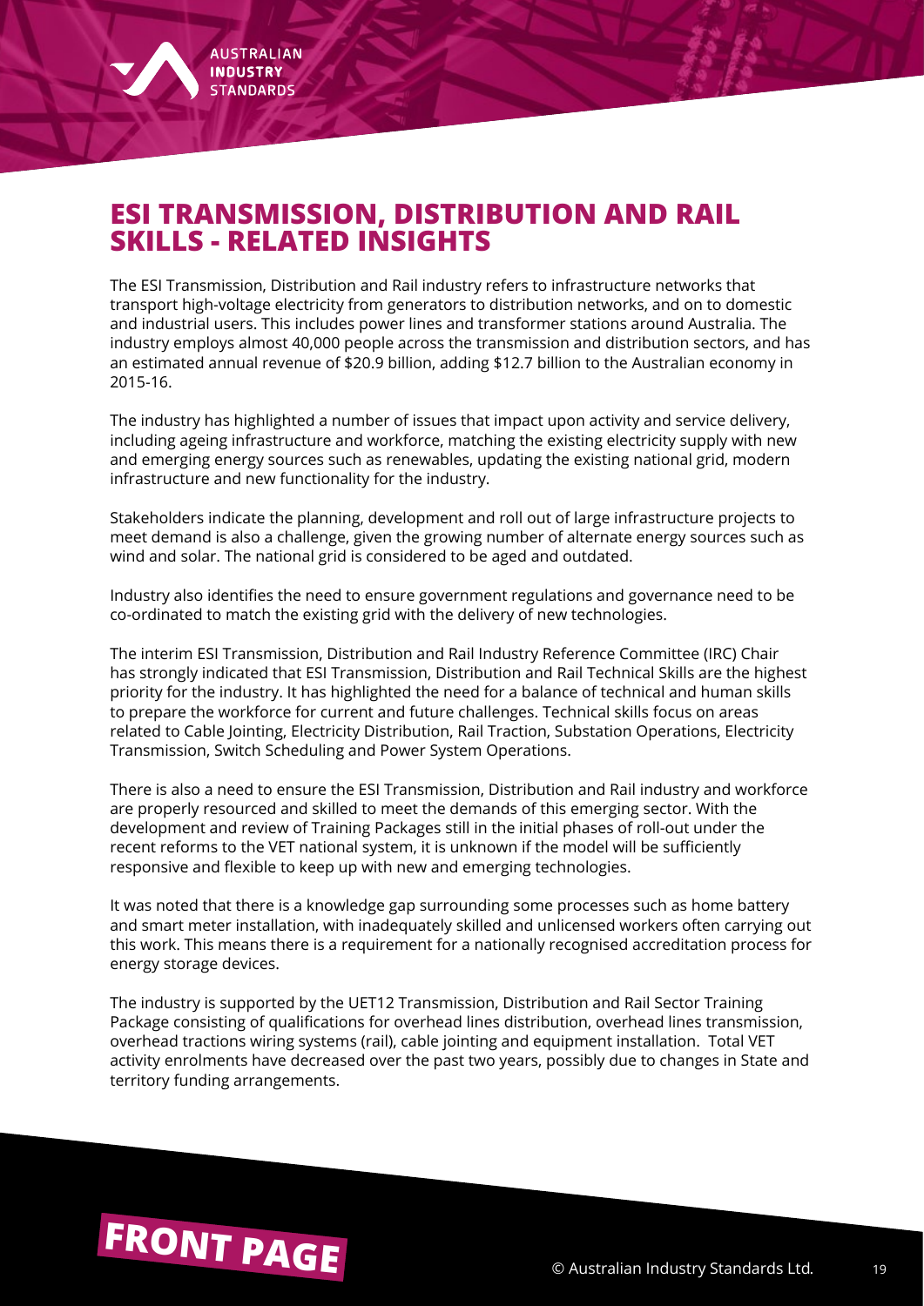# ESI TRANSMISSION, DISTRIBUTION AND RAIL SKILLS - RELATED INSIGHTS

The ESI Transmission, Distribution and Rail industry refers to infrastructure networks that transport high-voltage electricity from generators to distribution networks, and on to domestic and industrial users. This includes power lines and transformer stations around Australia. The industry employs almost 40,000 people across the transmission and distribution sectors, and has an estimated annual revenue of $20.9 billion, adding $12.7 billion to the Australian economy in 2015-16.

The industry has highlighted a number of issues that impact upon activity and service delivery, including ageing infrastructure and workforce, matching the existing electricity supply with new and emerging energy sources such as renewables, updating the existing national grid, modern infrastructure and new functionality for the industry.

Stakeholders indicate the planning, development and roll out of large infrastructure projects to meet demand is also a challenge, given the growing number of alternate energy sources such as wind and solar. The national grid is considered to be aged and outdated.

Industry also identifies the need to ensure government regulations and governance need to be co-ordinated to match the existing grid with the delivery of new technologies.

The interim ESI Transmission, Distribution and Rail Industry Reference Committee (IRC) Chair has strongly indicated that ESI Transmission, Distribution and Rail Technical Skills are the highest priority for the industry. It has highlighted the need for a balance of technical and human skills to prepare the workforce for current and future challenges. Technical skills focus on areas related to Cable Jointing, Electricity Distribution, Rail Traction, Substation Operations, Electricity Transmission, Switch Scheduling and Power System Operations.

There is also a need to ensure the ESI Transmission, Distribution and Rail industry and workforce are properly resourced and skilled to meet the demands of this emerging sector. With the development and review of Training Packages still in the initial phases of roll-out under the recent reforms to the VET national system, it is unknown if the model will be sufficiently responsive and flexible to keep up with new and emerging technologies.

It was noted that there is a knowledge gap surrounding some processes such as home battery and smart meter installation, with inadequately skilled and unlicensed workers often carrying out this work. This means there is a requirement for a nationally recognised accreditation process for energy storage devices.

The industry is supported by the UET12 Transmission, Distribution and Rail Sector Training Package consisting of qualifications for overhead lines distribution, overhead lines transmission, overhead tractions wiring systems (rail), cable jointing and equipment installation. Total VET activity enrolments have decreased over the past two years, possibly due to changes in State and territory funding arrangements.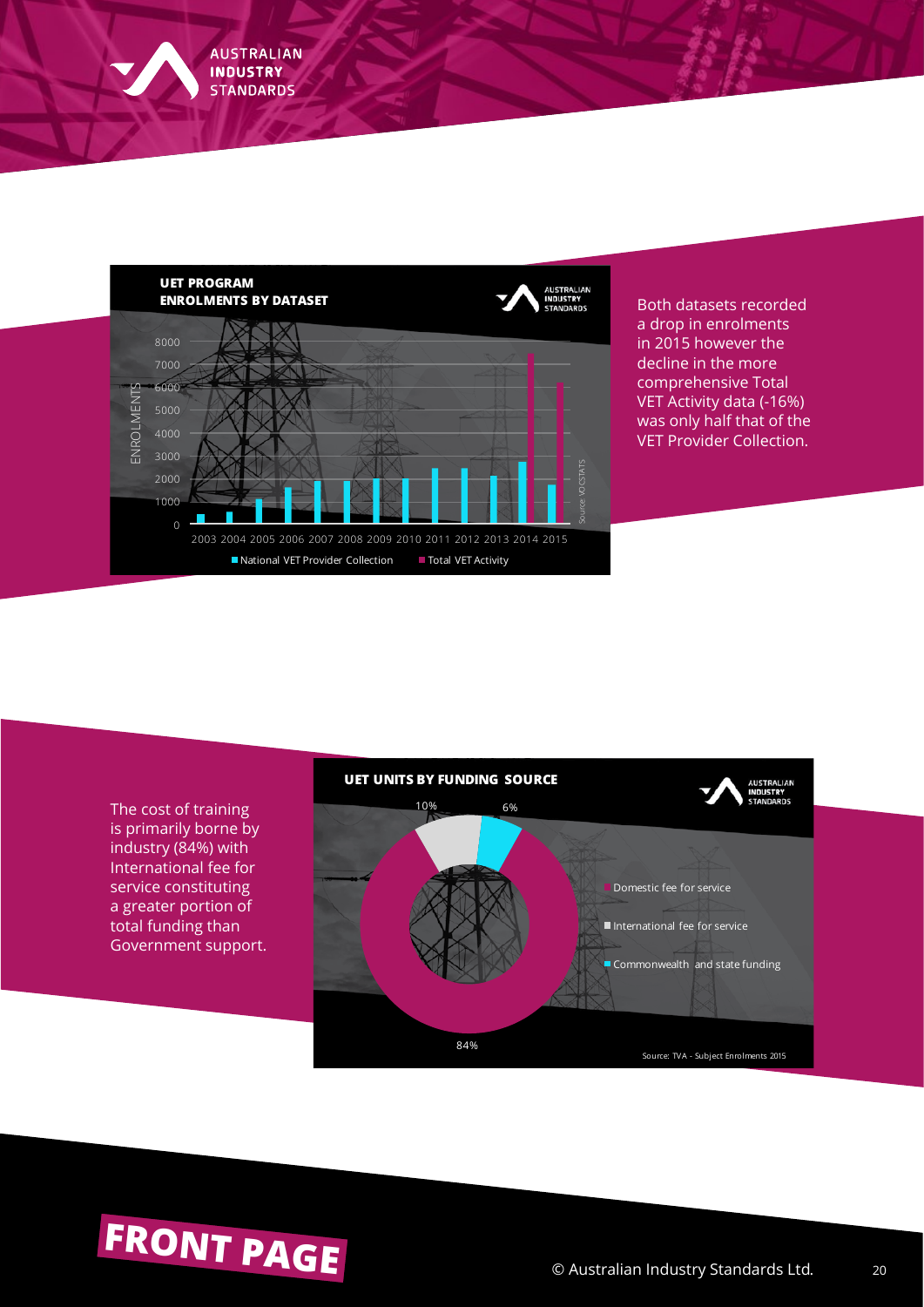**UET PROGRAM ENROLMENTS BY DATASET**

Both datasets recorded a drop in enrolments in 2015 however the decline in the more comprehensive Total VET Activity data (-16%) was only half that of the VET Provider Collection.

**UET UNITS BY FUNDING SOURCE**

The cost of training is primarily borne by industry (84%) with International fee for service constituting a greater portion of total funding than Government support.

FRONT PAGE

© Australian Industry Standards Ltd.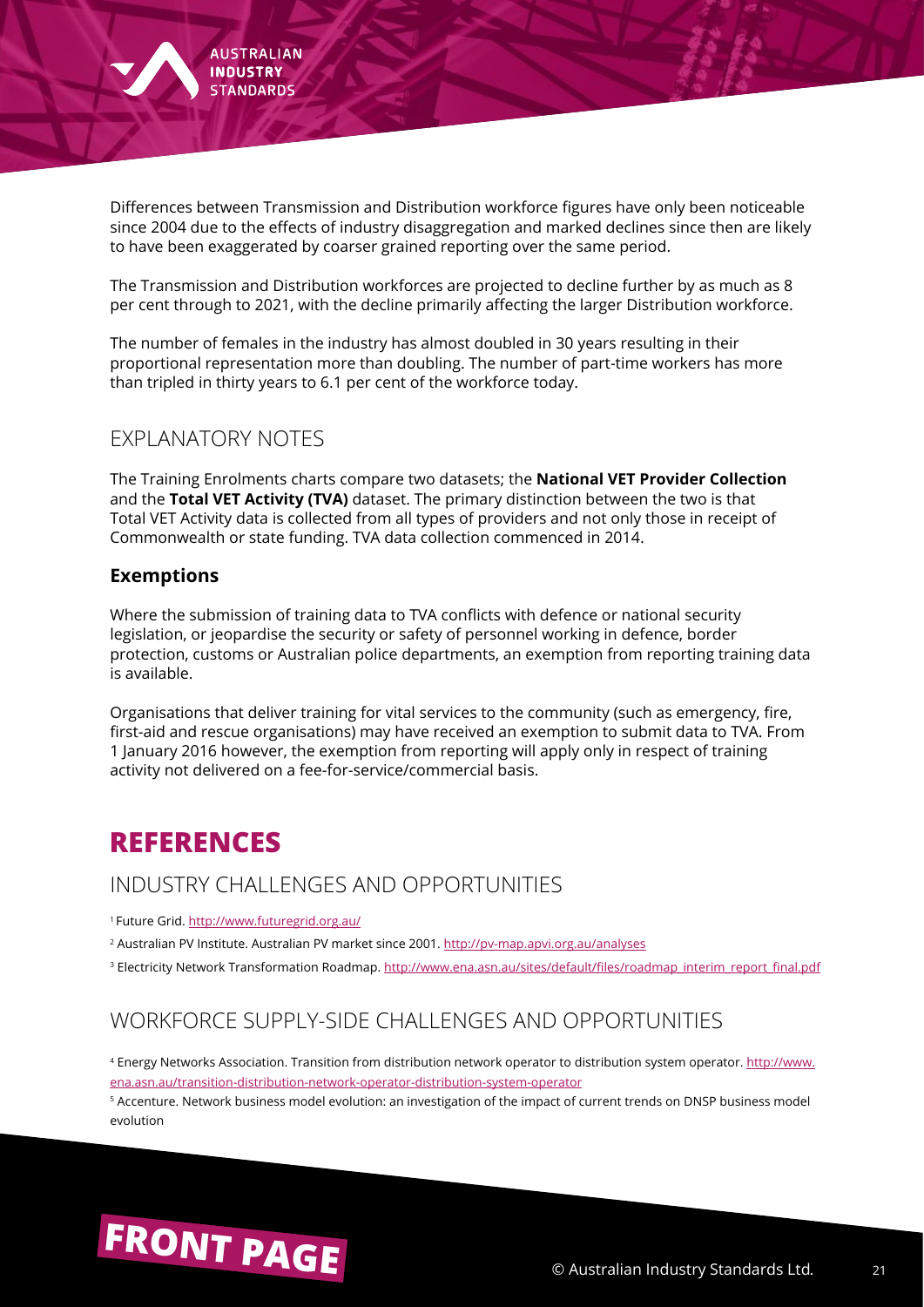Differences between Transmission and Distribution workforce figures have only been noticeable since 2004 due to the effects of industry disaggregation and marked declines since then are likely to have been exaggerated by coarser grained reporting over the same period.

The Transmission and Distribution workforces are projected to decline further by as much as 8 per cent through to 2021, with the decline primarily affecting the larger Distribution workforce.

The number of females in the industry has almost doubled in 30 years resulting in their proportional representation more than doubling. The number of part-time workers has more than tripled in thirty years to 6.1 per cent of the workforce today.

## EXPLANATORY NOTES

The Training Enrolments charts compare two datasets; the **National VET Provider Collection** and the **Total VET Activity (TVA)** dataset. The primary distinction between the two is that Total VET Activity data is collected from all types of providers and not only those in receipt of Commonwealth or state funding. TVA data collection commenced in 2014.

### Exemptions

Where the submission of training data to TVA conflicts with defence or national security legislation, or jeopardise the security or safety of personnel working in defence, border protection, customs or Australian police departments, an exemption from reporting training data is available.

Organisations that deliver training for vital services to the community (such as emergency, fire, first-aid and rescue organisations) may have received an exemption to submit data to TVA. From 1 January 2016 however, the exemption from reporting will apply only in respect of training activity not delivered on a fee-for-service/commercial basis.

# REFERENCES

## INDUSTRY CHALLENGES AND OPPORTUNITIES

[1] Future Grid. http://www.futuregrid.org.au/

[2] Australian PV Institute. Australian PV market since 2001. http://pv-map.apvi.org.au/analyses

[3] Electricity Network Transformation Roadmap. http://www.ena.asn.au/sites/default/files/roadmap_interim_report_final.pdf

## WORKFORCE SUPPLY-SIDE CHALLENGES AND OPPORTUNITIES

[4] Energy Networks Association. Transition from distribution network operator to distribution system operator. http://www.ena.asn.au/transition-distribution-network-operator-distribution-system-operator

[5] Accenture. Network business model evolution: an investigation of the impact of current trends on DNSP business model evolution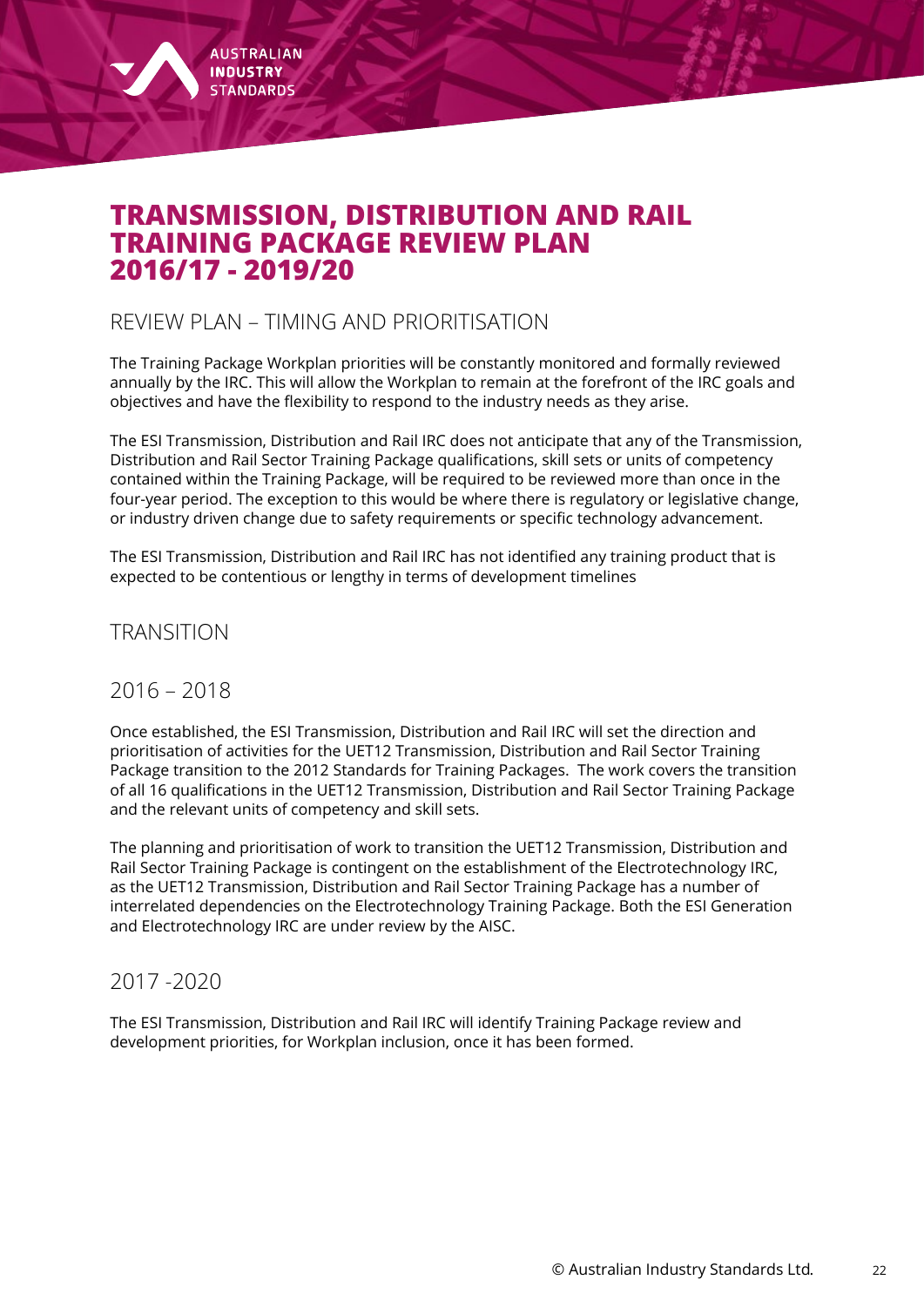# TRANSMISSION, DISTRIBUTION AND RAIL TRAINING PACKAGE REVIEW PLAN 2016/17 - 2019/20

## REVIEW PLAN – TIMING AND PRIORITISATION

The Training Package Workplan priorities will be constantly monitored and formally reviewed annually by the IRC. This will allow the Workplan to remain at the forefront of the IRC goals and objectives and have the flexibility to respond to the industry needs as they arise.

The ESI Transmission, Distribution and Rail IRC does not anticipate that any of the Transmission, Distribution and Rail Sector Training Package qualifications, skill sets or units of competency contained within the Training Package, will be required to be reviewed more than once in the four-year period. The exception to this would be where there is regulatory or legislative change, or industry driven change due to safety requirements or specific technology advancement.

The ESI Transmission, Distribution and Rail IRC has not identified any training product that is expected to be contentious or lengthy in terms of development timelines

## TRANSITION

### 2016 – 2018

Once established, the ESI Transmission, Distribution and Rail IRC will set the direction and prioritisation of activities for the UET12 Transmission, Distribution and Rail Sector Training Package transition to the 2012 Standards for Training Packages. The work covers the transition of all 16 qualifications in the UET12 Transmission, Distribution and Rail Sector Training Package and the relevant units of competency and skill sets.

The planning and prioritisation of work to transition the UET12 Transmission, Distribution and Rail Sector Training Package is contingent on the establishment of the Electrotechnology IRC, as the UET12 Transmission, Distribution and Rail Sector Training Package has a number of interrelated dependencies on the Electrotechnology Training Package. Both the ESI Generation and Electrotechnology IRC are under review by the AISC.

### 2017 -2020

The ESI Transmission, Distribution and Rail IRC will identify Training Package review and development priorities, for Workplan inclusion, once it has been formed.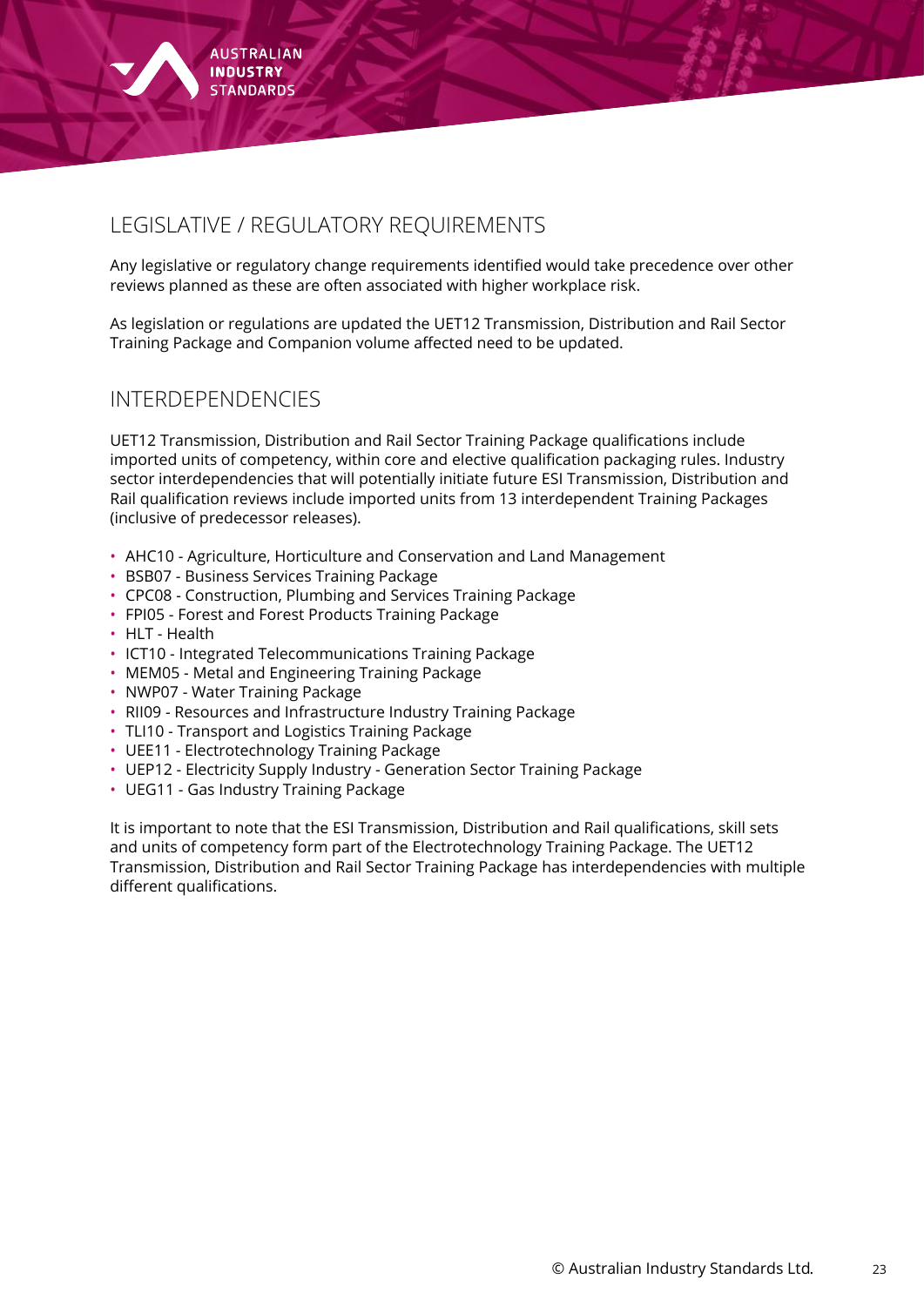## LEGISLATIVE / REGULATORY REQUIREMENTS

Any legislative or regulatory change requirements identified would take precedence over other reviews planned as these are often associated with higher workplace risk.

As legislation or regulations are updated the UET12 Transmission, Distribution and Rail Sector Training Package and Companion volume affected need to be updated.

## INTERDEPENDENCIES

UET12 Transmission, Distribution and Rail Sector Training Package qualifications include imported units of competency, within core and elective qualification packaging rules. Industry sector interdependencies that will potentially initiate future ESI Transmission, Distribution and Rail qualification reviews include imported units from 13 interdependent Training Packages (inclusive of predecessor releases).

- AHC10 - Agriculture, Horticulture and Conservation and Land Management
- BSB07 - Business Services Training Package
- CPC08 - Construction, Plumbing and Services Training Package
- FPI05 - Forest and Forest Products Training Package
- HLT - Health
- ICT10 - Integrated Telecommunications Training Package
- MEM05 - Metal and Engineering Training Package
- NWP07 - Water Training Package
- RII09 - Resources and Infrastructure Industry Training Package
- TLI10 - Transport and Logistics Training Package
- UEE11 - Electrotechnology Training Package
- UEP12 - Electricity Supply Industry - Generation Sector Training Package
- UEG11 - Gas Industry Training Package

It is important to note that the ESI Transmission, Distribution and Rail qualifications, skill sets and units of competency form part of the Electrotechnology Training Package. The UET12 Transmission, Distribution and Rail Sector Training Package has interdependencies with multiple different qualifications.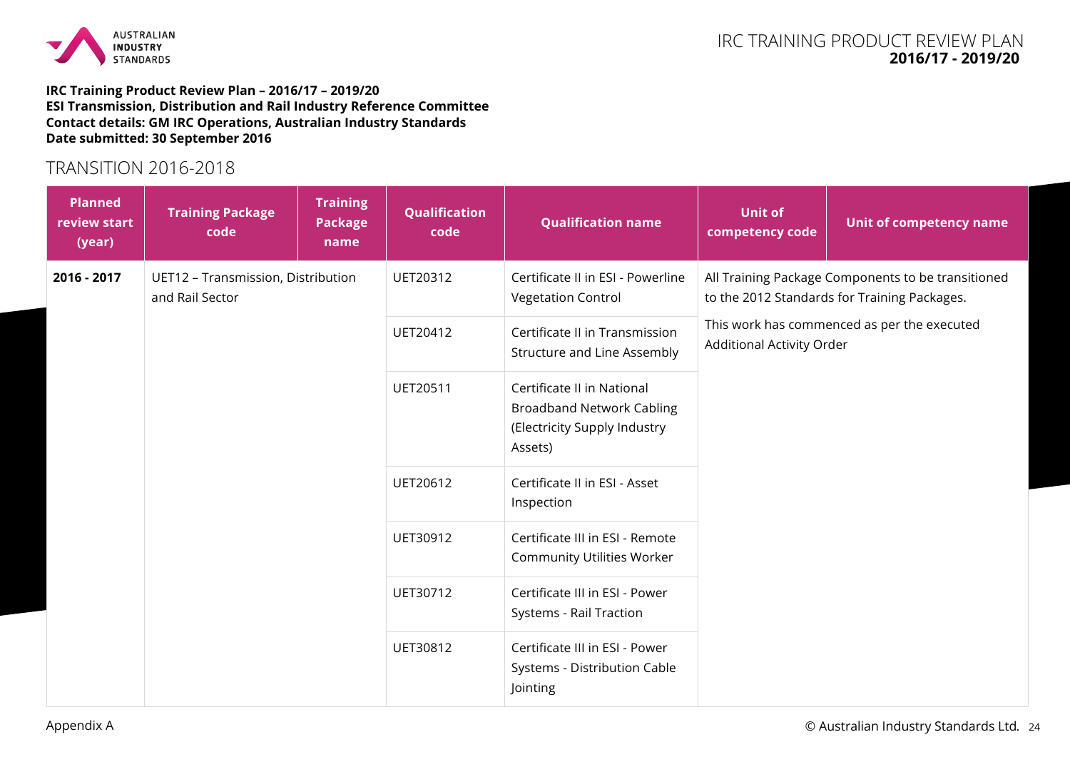**IRC Training Product Review Plan – 2016/17 – 2019/20**
**ESI Transmission, Distribution and Rail Industry Reference Committee**
**Contact details: GM IRC Operations, Australian Industry Standards**
**Date submitted: 30 September 2016**

## TRANSITION 2016-2018

| Planned review start (year) | Training Package code | Training Package name | Qualification code | Qualification name | Unit of competency code | Unit of competency name |
|---|---|---|---|---|---|---|
| **2016 - 2017** | UET12 – Transmission, Distribution and Rail Sector | | UET20312 | Certificate II in ESI - Powerline Vegetation Control | All Training Package Components to be transitioned to the 2012 Standards for Training Packages. This work has commenced as per the executed Additional Activity Order | |
| | | | UET20412 | Certificate II in Transmission Structure and Line Assembly | | |
| | | | UET20511 | Certificate II in National Broadband Network Cabling (Electricity Supply Industry Assets) | | |
| | | | UET20612 | Certificate II in ESI - Asset Inspection | | |
| | | | UET30912 | Certificate III in ESI - Remote Community Utilities Worker | | |
| | | | UET30712 | Certificate III in ESI - Power Systems - Rail Traction | | |
| | | | UET30812 | Certificate III in ESI - Power Systems - Distribution Cable Jointing | | |

Appendix A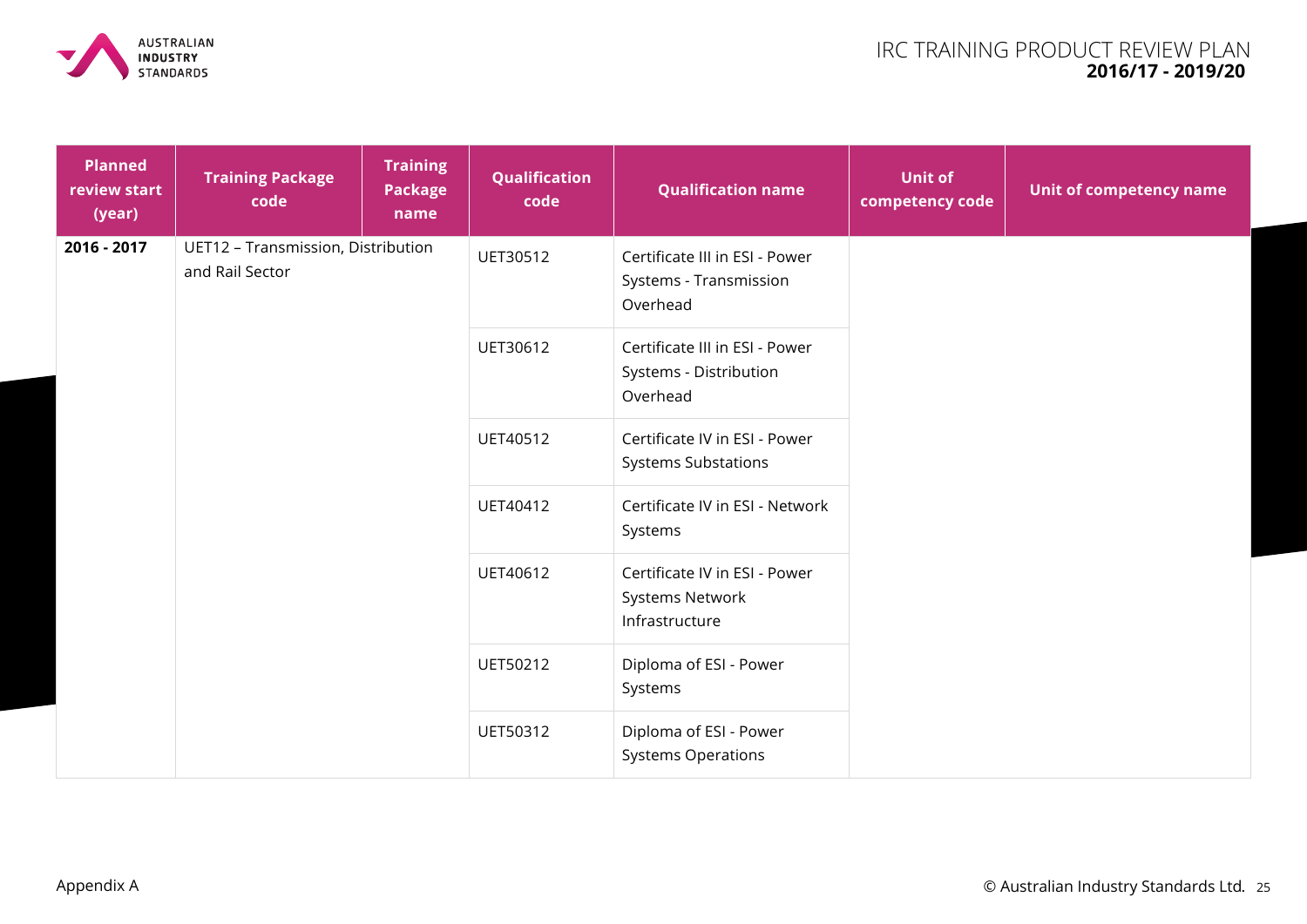| Planned review start (year) | Training Package code | Training Package name | Qualification code | Qualification name | Unit of competency code | Unit of competency name |
|---|---|---|---|---|---|---|
| **2016 - 2017** | UET12 – Transmission, Distribution and Rail Sector | | UET30512 | Certificate III in ESI - Power Systems - Transmission Overhead | | |
| | | | UET30612 | Certificate III in ESI - Power Systems - Distribution Overhead | | |
| | | | UET40512 | Certificate IV in ESI - Power Systems Substations | | |
| | | | UET40412 | Certificate IV in ESI - Network Systems | | |
| | | | UET40612 | Certificate IV in ESI - Power Systems Network Infrastructure | | |
| | | | UET50212 | Diploma of ESI - Power Systems | | |
| | | | UET50312 | Diploma of ESI - Power Systems Operations | | |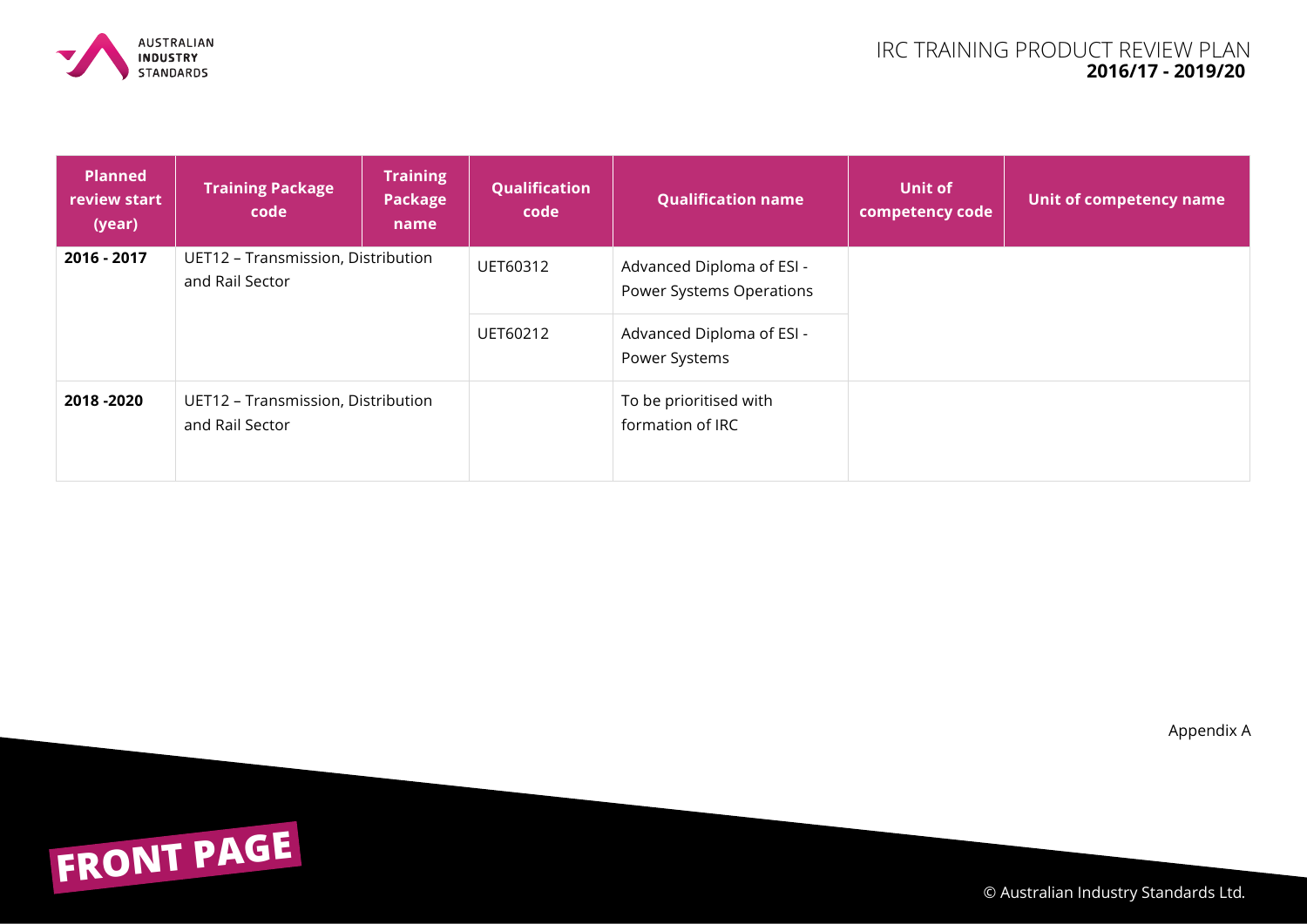| Planned review start (year) | Training Package code | Training Package name | Qualification code | Qualification name | Unit of competency code | Unit of competency name |
|---|---|---|---|---|---|---|
| **2016 - 2017** | UET12 – Transmission, Distribution and Rail Sector | | UET60312 | Advanced Diploma of ESI - Power Systems Operations | | |
| | | | UET60212 | Advanced Diploma of ESI - Power Systems | | |
| **2018 -2020** | UET12 – Transmission, Distribution and Rail Sector | | | To be prioritised with formation of IRC | | |

Appendix A

FRONT PAGE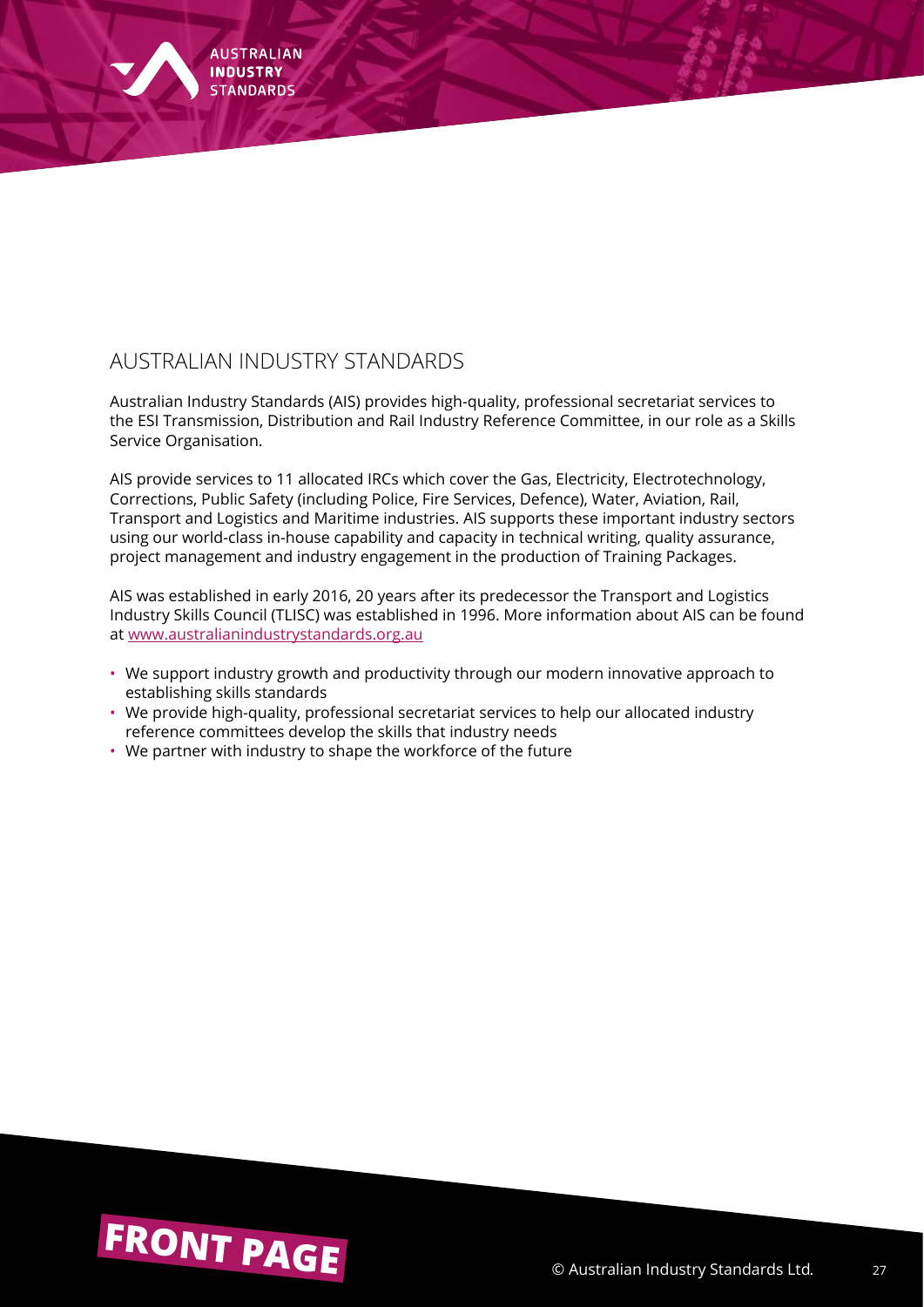## AUSTRALIAN INDUSTRY STANDARDS

Australian Industry Standards (AIS) provides high-quality, professional secretariat services to the ESI Transmission, Distribution and Rail Industry Reference Committee, in our role as a Skills Service Organisation.

AIS provide services to 11 allocated IRCs which cover the Gas, Electricity, Electrotechnology, Corrections, Public Safety (including Police, Fire Services, Defence), Water, Aviation, Rail, Transport and Logistics and Maritime industries. AIS supports these important industry sectors using our world-class in-house capability and capacity in technical writing, quality assurance, project management and industry engagement in the production of Training Packages.

AIS was established in early 2016, 20 years after its predecessor the Transport and Logistics Industry Skills Council (TLISC) was established in 1996. More information about AIS can be found at [www.australianindustrystandards.org.au](http://www.australianindustrystandards.org.au)

- We support industry growth and productivity through our modern innovative approach to establishing skills standards
- We provide high-quality, professional secretariat services to help our allocated industry reference committees develop the skills that industry needs
- We partner with industry to shape the workforce of the future

**FRONT PAGE**

© Australian Industry Standards Ltd.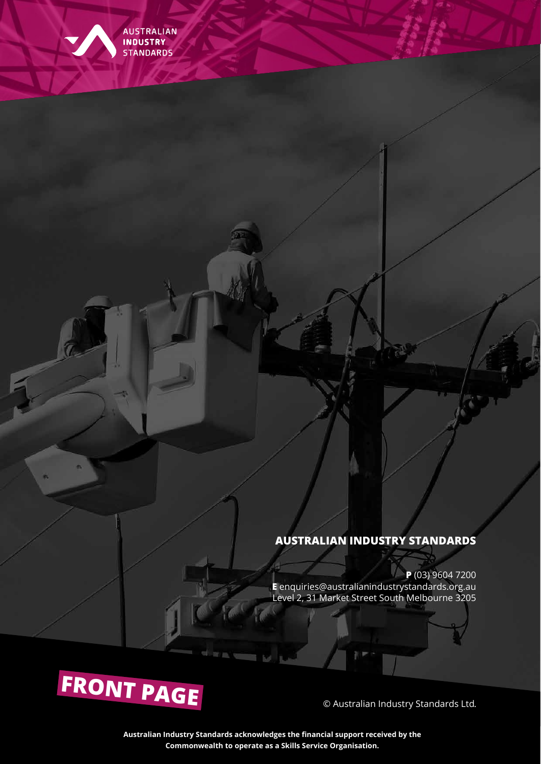AUSTRALIAN INDUSTRY STANDARDS

## AUSTRALIAN INDUSTRY STANDARDS

**P** (03) 9604 7200
**E** enquiries@australianindustrystandards.org.au
Level 2, 31 Market Street South Melbourne 3205

**FRONT PAGE**

© Australian Industry Standards Ltd.

**Australian Industry Standards acknowledges the financial support received by the Commonwealth to operate as a Skills Service Organisation.**